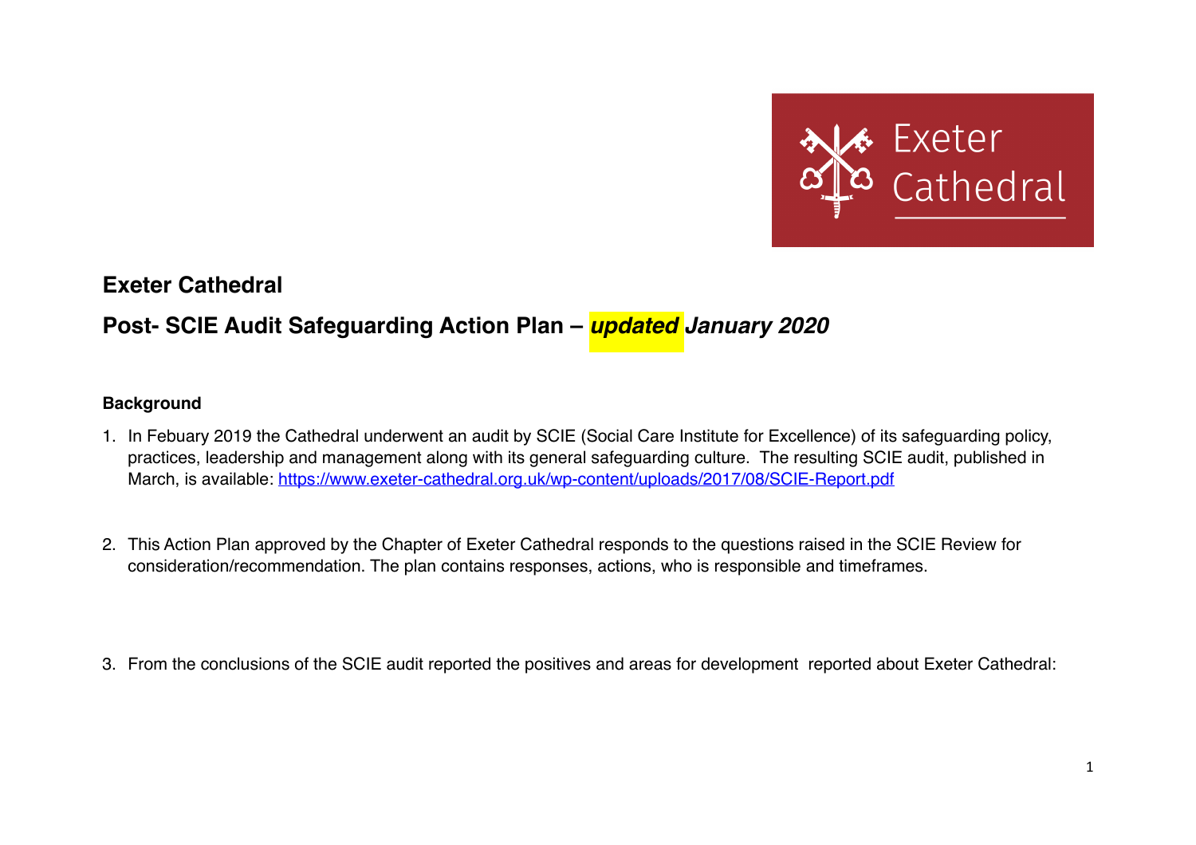# Exeter Cathedral

## Post- SCIE Audit Safeguarding Action Plan – *updated January 2020*

### Background

1. In Febuary 2019 the Cathedral underwent an audit by SCIE (Social Care Institute for Excellence) of its safeguarding policy, practices, leadership and management along with its general safeguarding culture. The resulting SCIE audit, published in March, is available: https://www.exeter-cathedral.org.uk/wp-content/uploads/2017/08/SCIE-Report.pdf

2. This Action Plan approved by the Chapter of Exeter Cathedral responds to the questions raised in the SCIE Review for consideration/recommendation. The plan contains responses, actions, who is responsible and timeframes.

3. From the conclusions of the SCIE audit reported the positives and areas for development reported about Exeter Cathedral: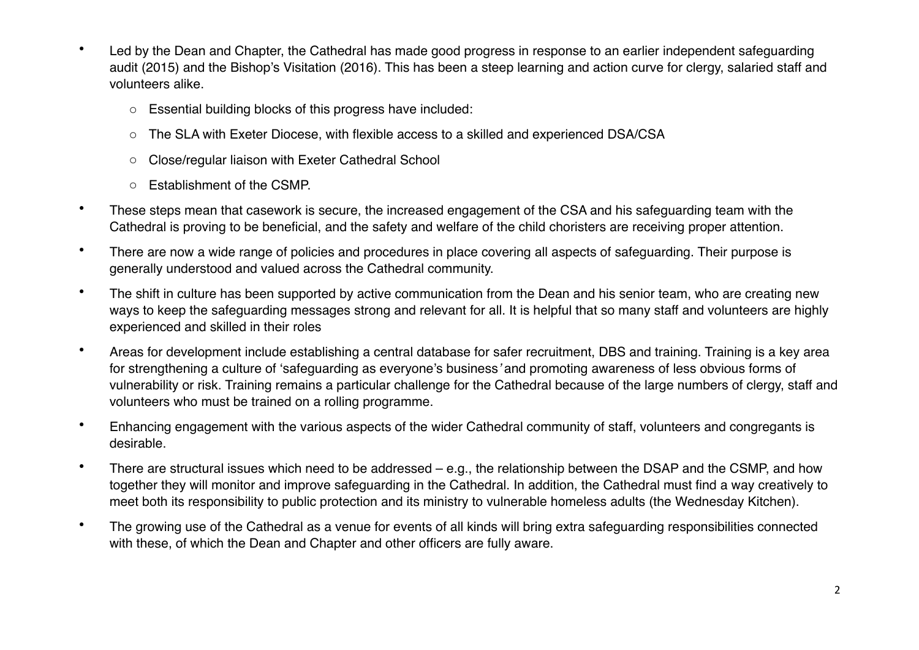- Led by the Dean and Chapter, the Cathedral has made good progress in response to an earlier independent safeguarding audit (2015) and the Bishop's Visitation (2016). This has been a steep learning and action curve for clergy, salaried staff and volunteers alike.
    - Essential building blocks of this progress have included:
    - The SLA with Exeter Diocese, with flexible access to a skilled and experienced DSA/CSA
    - Close/regular liaison with Exeter Cathedral School
    - Establishment of the CSMP.
- These steps mean that casework is secure, the increased engagement of the CSA and his safeguarding team with the Cathedral is proving to be beneficial, and the safety and welfare of the child choristers are receiving proper attention.
- There are now a wide range of policies and procedures in place covering all aspects of safeguarding. Their purpose is generally understood and valued across the Cathedral community.
- The shift in culture has been supported by active communication from the Dean and his senior team, who are creating new ways to keep the safeguarding messages strong and relevant for all. It is helpful that so many staff and volunteers are highly experienced and skilled in their roles
- Areas for development include establishing a central database for safer recruitment, DBS and training. Training is a key area for strengthening a culture of 'safeguarding as everyone's business' and promoting awareness of less obvious forms of vulnerability or risk. Training remains a particular challenge for the Cathedral because of the large numbers of clergy, staff and volunteers who must be trained on a rolling programme.
- Enhancing engagement with the various aspects of the wider Cathedral community of staff, volunteers and congregants is desirable.
- There are structural issues which need to be addressed – e.g., the relationship between the DSAP and the CSMP, and how together they will monitor and improve safeguarding in the Cathedral. In addition, the Cathedral must find a way creatively to meet both its responsibility to public protection and its ministry to vulnerable homeless adults (the Wednesday Kitchen).
- The growing use of the Cathedral as a venue for events of all kinds will bring extra safeguarding responsibilities connected with these, of which the Dean and Chapter and other officers are fully aware.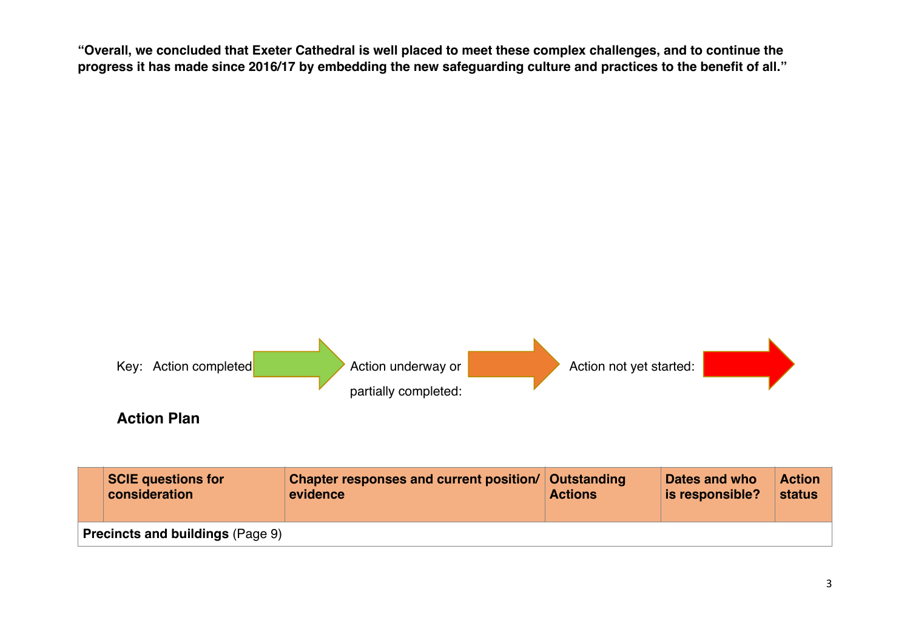**"Overall, we concluded that Exeter Cathedral is well placed to meet these complex challenges, and to continue the progress it has made since 2016/17 by embedding the new safeguarding culture and practices to the benefit of all."**

Key: Action completed | Action underway or partially completed: | Action not yet started:

## Action Plan

| | SCIE questions for consideration | Chapter responses and current position/ evidence | Outstanding Actions | Dates and who is responsible? | Action status |
|---|---|---|---|---|---|
| **Precincts and buildings** (Page 9) | | | | | |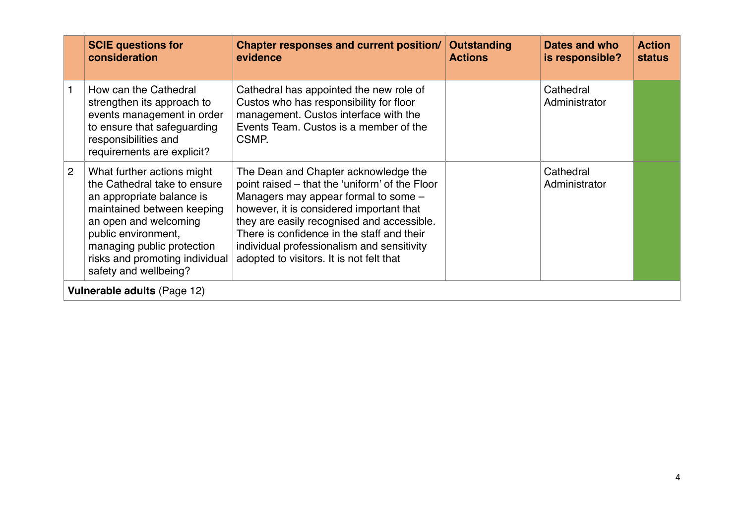| | SCIE questions for consideration | Chapter responses and current position/ evidence | Outstanding Actions | Dates and who is responsible? | Action status |
|---|---|---|---|---|---|
| 1 | How can the Cathedral strengthen its approach to events management in order to ensure that safeguarding responsibilities and requirements are explicit? | Cathedral has appointed the new role of Custos who has responsibility for floor management. Custos interface with the Events Team. Custos is a member of the CSMP. | | Cathedral Administrator | |
| 2 | What further actions might the Cathedral take to ensure an appropriate balance is maintained between keeping an open and welcoming public environment, managing public protection risks and promoting individual safety and wellbeing? | The Dean and Chapter acknowledge the point raised – that the 'uniform' of the Floor Managers may appear formal to some – however, it is considered important that they are easily recognised and accessible. There is confidence in the staff and their individual professionalism and sensitivity adopted to visitors. It is not felt that | | Cathedral Administrator | |
| **Vulnerable adults** (Page 12) | | | | | |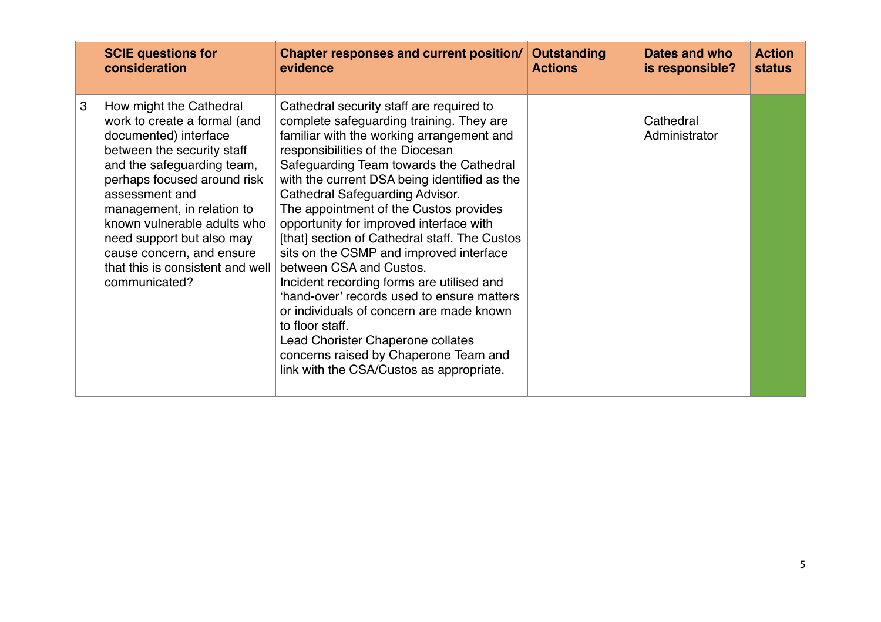| | SCIE questions for consideration | Chapter responses and current position/ evidence | Outstanding Actions | Dates and who is responsible? | Action status |
|---|---|---|---|---|---|
| 3 | How might the Cathedral work to create a formal (and documented) interface between the security staff and the safeguarding team, perhaps focused around risk assessment and management, in relation to known vulnerable adults who need support but also may cause concern, and ensure that this is consistent and well communicated? | Cathedral security staff are required to complete safeguarding training. They are familiar with the working arrangement and responsibilities of the Diocesan Safeguarding Team towards the Cathedral with the current DSA being identified as the Cathedral Safeguarding Advisor.<br>The appointment of the Custos provides opportunity for improved interface with [that] section of Cathedral staff. The Custos sits on the CSMP and improved interface between CSA and Custos.<br>Incident recording forms are utilised and 'hand-over' records used to ensure matters or individuals of concern are made known to floor staff.<br>Lead Chorister Chaperone collates concerns raised by Chaperone Team and link with the CSA/Custos as appropriate. | | Cathedral Administrator | |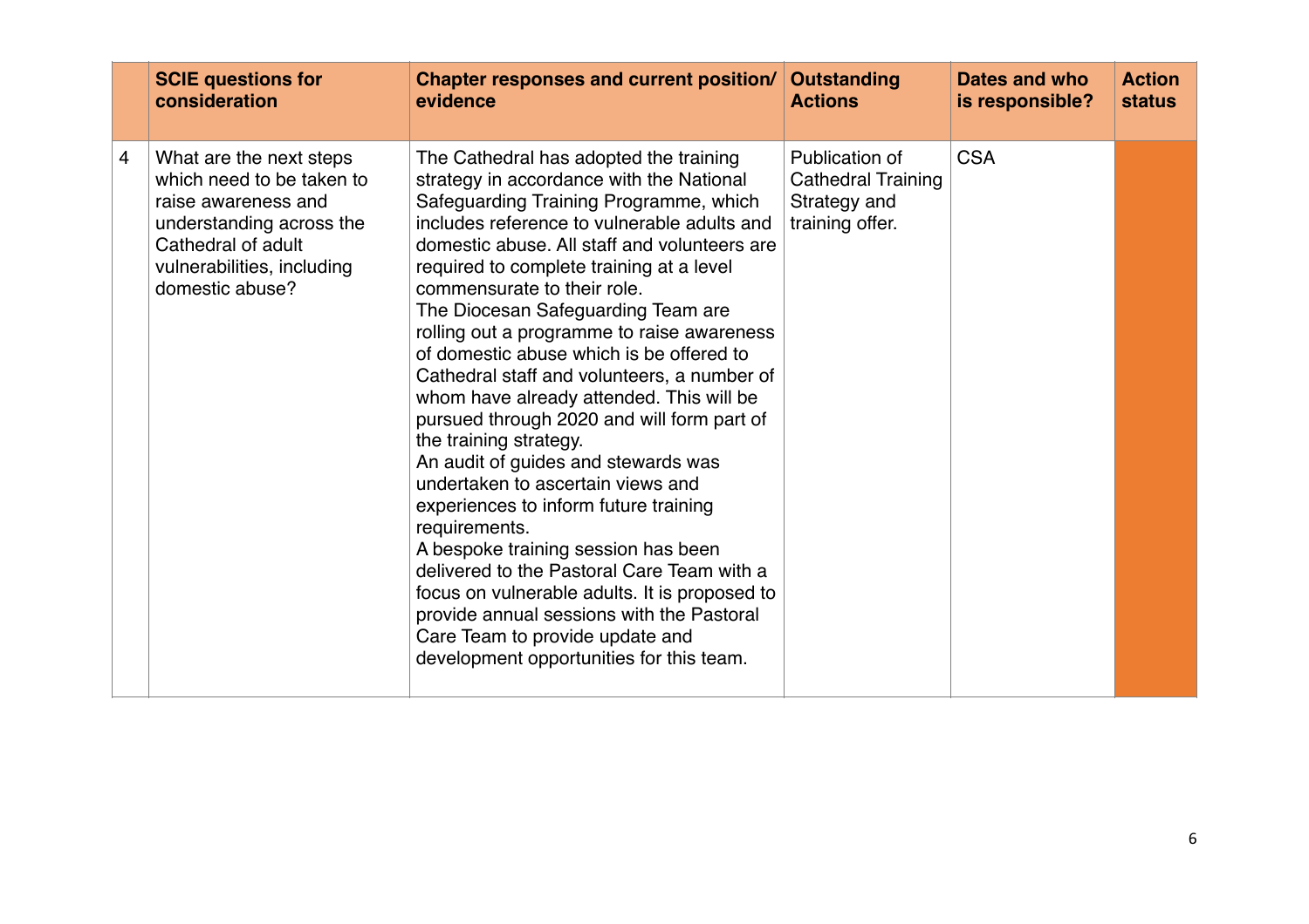| | SCIE questions for consideration | Chapter responses and current position/ evidence | Outstanding Actions | Dates and who is responsible? | Action status |
|---|---|---|---|---|---|
| 4 | What are the next steps which need to be taken to raise awareness and understanding across the Cathedral of adult vulnerabilities, including domestic abuse? | The Cathedral has adopted the training strategy in accordance with the National Safeguarding Training Programme, which includes reference to vulnerable adults and domestic abuse. All staff and volunteers are required to complete training at a level commensurate to their role.<br>The Diocesan Safeguarding Team are rolling out a programme to raise awareness of domestic abuse which is be offered to Cathedral staff and volunteers, a number of whom have already attended. This will be pursued through 2020 and will form part of the training strategy.<br>An audit of guides and stewards was undertaken to ascertain views and experiences to inform future training requirements.<br>A bespoke training session has been delivered to the Pastoral Care Team with a focus on vulnerable adults. It is proposed to provide annual sessions with the Pastoral Care Team to provide update and development opportunities for this team. | Publication of Cathedral Training Strategy and training offer. | CSA | |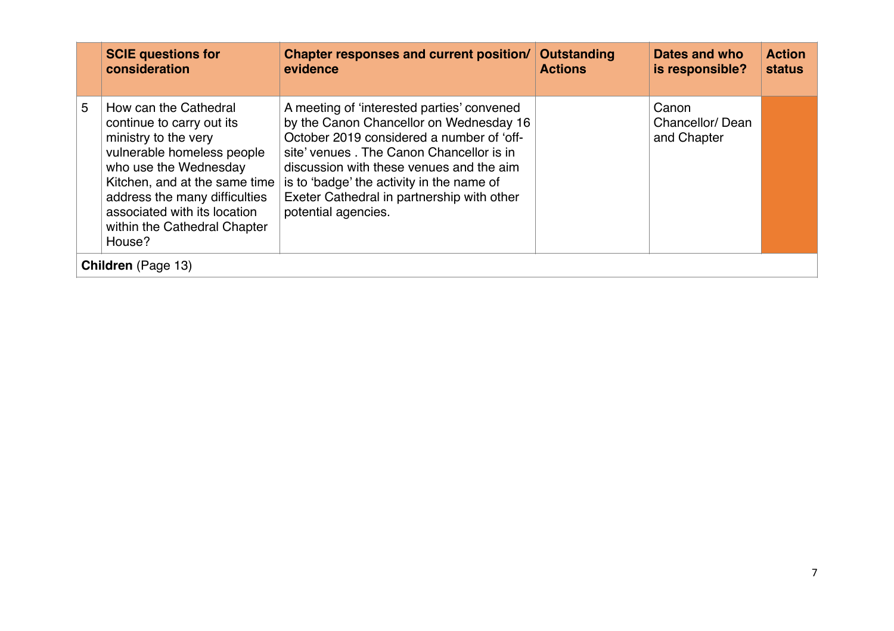|  | SCIE questions for consideration | Chapter responses and current position/ evidence | Outstanding Actions | Dates and who is responsible? | Action status |
|---|---|---|---|---|---|
| 5 | How can the Cathedral continue to carry out its ministry to the very vulnerable homeless people who use the Wednesday Kitchen, and at the same time address the many difficulties associated with its location within the Cathedral Chapter House? | A meeting of 'interested parties' convened by the Canon Chancellor on Wednesday 16 October 2019 considered a number of 'off-site' venues . The Canon Chancellor is in discussion with these venues and the aim is to 'badge' the activity in the name of Exeter Cathedral in partnership with other potential agencies. |  | Canon Chancellor/ Dean and Chapter |  |
| **Children** (Page 13) |  |  |  |  |  |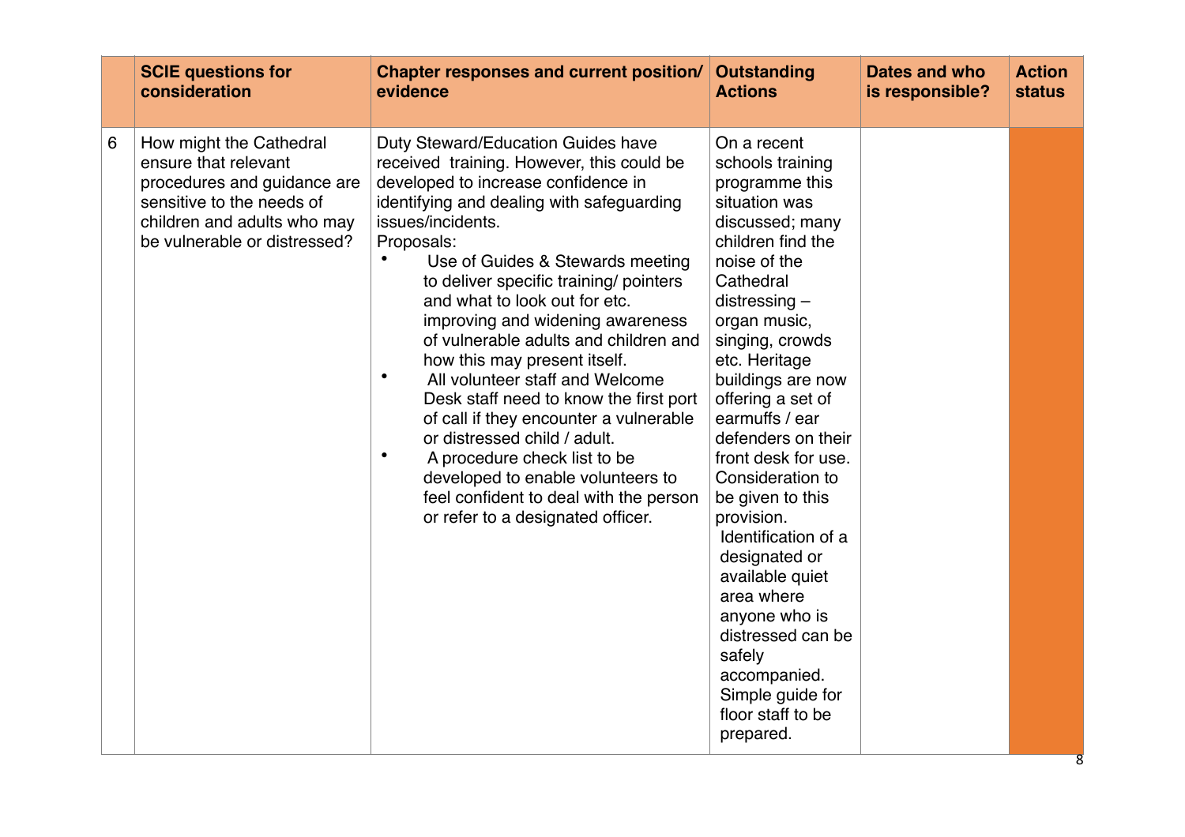| | SCIE questions for consideration | Chapter responses and current position/ evidence | Outstanding Actions | Dates and who is responsible? | Action status |
|---|---|---|---|---|---|
| 6 | How might the Cathedral ensure that relevant procedures and guidance are sensitive to the needs of children and adults who may be vulnerable or distressed? | Duty Steward/Education Guides have received training. However, this could be developed to increase confidence in identifying and dealing with safeguarding issues/incidents.<br>Proposals:<br>• Use of Guides & Stewards meeting to deliver specific training/ pointers and what to look out for etc. improving and widening awareness of vulnerable adults and children and how this may present itself.<br>• All volunteer staff and Welcome Desk staff need to know the first port of call if they encounter a vulnerable or distressed child / adult.<br>• A procedure check list to be developed to enable volunteers to feel confident to deal with the person or refer to a designated officer. | On a recent schools training programme this situation was discussed; many children find the noise of the Cathedral distressing – organ music, singing, crowds etc. Heritage buildings are now offering a set of earmuffs / ear defenders on their front desk for use. Consideration to be given to this provision.<br>Identification of a designated or available quiet area where anyone who is distressed can be safely accompanied.<br>Simple guide for floor staff to be prepared. | | |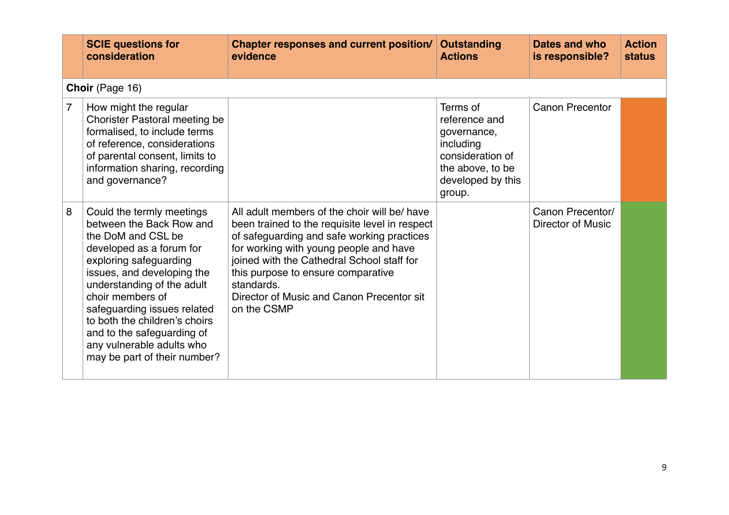| | SCIE questions for consideration | Chapter responses and current position/ evidence | Outstanding Actions | Dates and who is responsible? | Action status |
|---|---|---|---|---|---|
| **Choir** (Page 16) | | | | | |
| 7 | How might the regular Chorister Pastoral meeting be formalised, to include terms of reference, considerations of parental consent, limits to information sharing, recording and governance? | | Terms of reference and governance, including consideration of the above, to be developed by this group. | Canon Precentor | |
| 8 | Could the termly meetings between the Back Row and the DoM and CSL be developed as a forum for exploring safeguarding issues, and developing the understanding of the adult choir members of safeguarding issues related to both the children's choirs and to the safeguarding of any vulnerable adults who may be part of their number? | All adult members of the choir will be/ have been trained to the requisite level in respect of safeguarding and safe working practices for working with young people and have joined with the Cathedral School staff for this purpose to ensure comparative standards.<br>Director of Music and Canon Precentor sit on the CSMP | | Canon Precentor/ Director of Music | |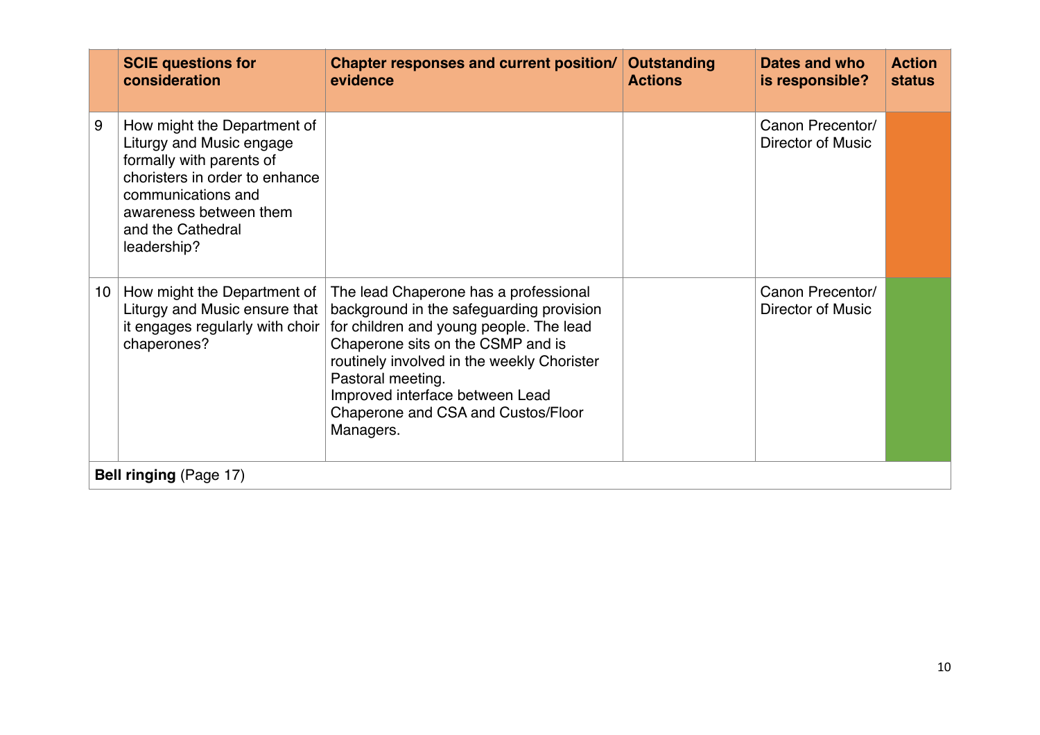| | SCIE questions for consideration | Chapter responses and current position/ evidence | Outstanding Actions | Dates and who is responsible? | Action status |
|---|---|---|---|---|---|
| 9 | How might the Department of Liturgy and Music engage formally with parents of choristers in order to enhance communications and awareness between them and the Cathedral leadership? | | | Canon Precentor/ Director of Music | |
| 10 | How might the Department of Liturgy and Music ensure that it engages regularly with choir chaperones? | The lead Chaperone has a professional background in the safeguarding provision for children and young people. The lead Chaperone sits on the CSMP and is routinely involved in the weekly Chorister Pastoral meeting.<br>Improved interface between Lead Chaperone and CSA and Custos/Floor Managers. | | Canon Precentor/ Director of Music | |
| **Bell ringing** (Page 17) | | | | | |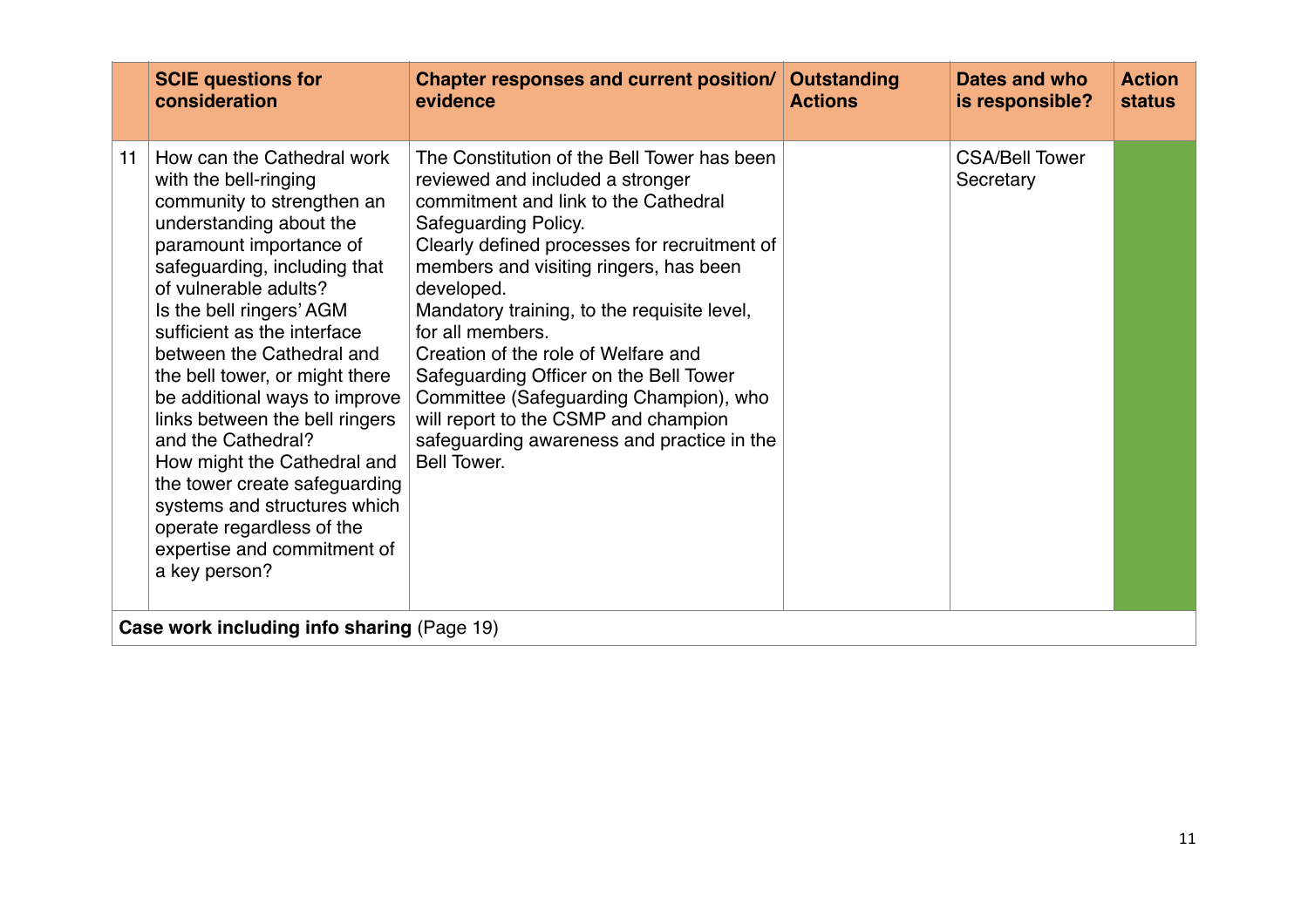| | SCIE questions for consideration | Chapter responses and current position/ evidence | Outstanding Actions | Dates and who is responsible? | Action status |
|---|---|---|---|---|---|
| 11 | How can the Cathedral work with the bell-ringing community to strengthen an understanding about the paramount importance of safeguarding, including that of vulnerable adults?<br>Is the bell ringers' AGM sufficient as the interface between the Cathedral and the bell tower, or might there be additional ways to improve links between the bell ringers and the Cathedral?<br>How might the Cathedral and the tower create safeguarding systems and structures which operate regardless of the expertise and commitment of a key person? | The Constitution of the Bell Tower has been reviewed and included a stronger commitment and link to the Cathedral Safeguarding Policy.<br>Clearly defined processes for recruitment of members and visiting ringers, has been developed.<br>Mandatory training, to the requisite level, for all members.<br>Creation of the role of Welfare and Safeguarding Officer on the Bell Tower Committee (Safeguarding Champion), who will report to the CSMP and champion safeguarding awareness and practice in the Bell Tower. | | CSA/Bell Tower Secretary | |
| **Case work including info sharing** (Page 19) | | | | | |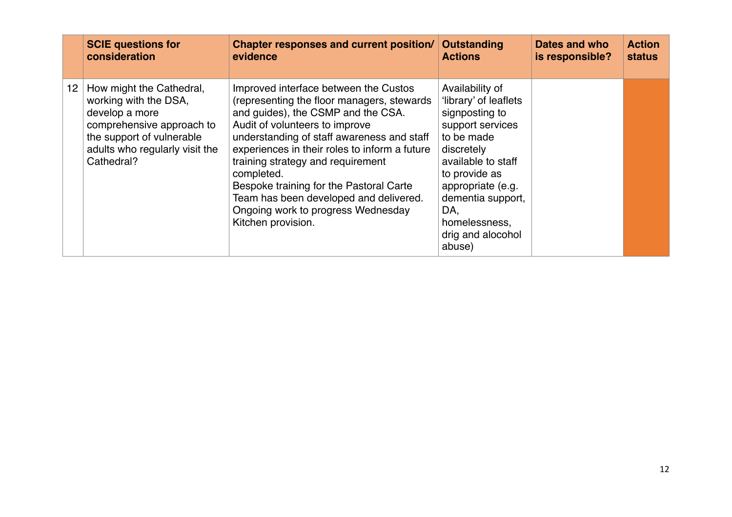| | SCIE questions for consideration | Chapter responses and current position/ evidence | Outstanding Actions | Dates and who is responsible? | Action status |
|---|---|---|---|---|---|
| 12 | How might the Cathedral, working with the DSA, develop a more comprehensive approach to the support of vulnerable adults who regularly visit the Cathedral? | Improved interface between the Custos (representing the floor managers, stewards and guides), the CSMP and the CSA.<br>Audit of volunteers to improve understanding of staff awareness and staff experiences in their roles to inform a future training strategy and requirement completed.<br>Bespoke training for the Pastoral Carte Team has been developed and delivered.<br>Ongoing work to progress Wednesday Kitchen provision. | Availability of 'library' of leaflets signposting to support services to be made discretely available to staff to provide as appropriate (e.g. dementia support, DA, homelessness, drig and alocohol abuse) | | |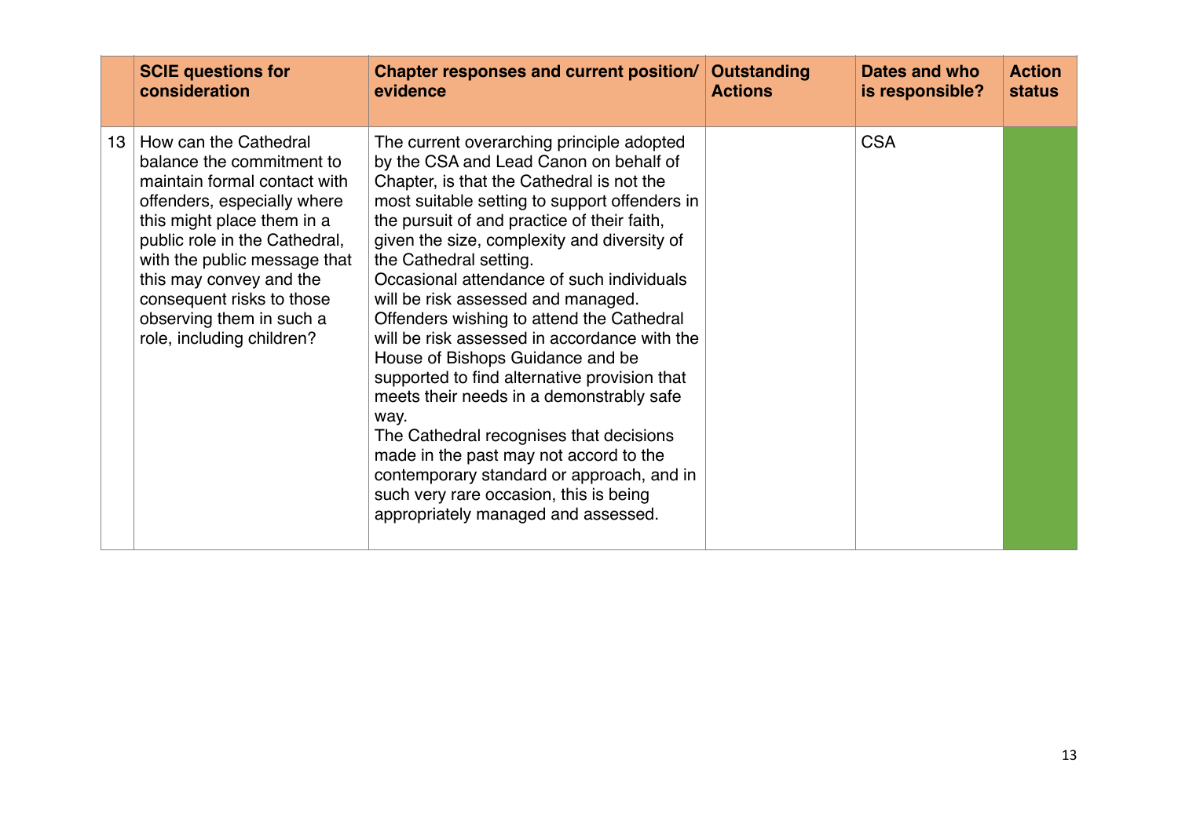| | SCIE questions for consideration | Chapter responses and current position/ evidence | Outstanding Actions | Dates and who is responsible? | Action status |
|---|---|---|---|---|---|
| 13 | How can the Cathedral balance the commitment to maintain formal contact with offenders, especially where this might place them in a public role in the Cathedral, with the public message that this may convey and the consequent risks to those observing them in such a role, including children? | The current overarching principle adopted by the CSA and Lead Canon on behalf of Chapter, is that the Cathedral is not the most suitable setting to support offenders in the pursuit of and practice of their faith, given the size, complexity and diversity of the Cathedral setting.<br>Occasional attendance of such individuals will be risk assessed and managed.<br>Offenders wishing to attend the Cathedral will be risk assessed in accordance with the House of Bishops Guidance and be supported to find alternative provision that meets their needs in a demonstrably safe way.<br>The Cathedral recognises that decisions made in the past may not accord to the contemporary standard or approach, and in such very rare occasion, this is being appropriately managed and assessed. | | CSA | |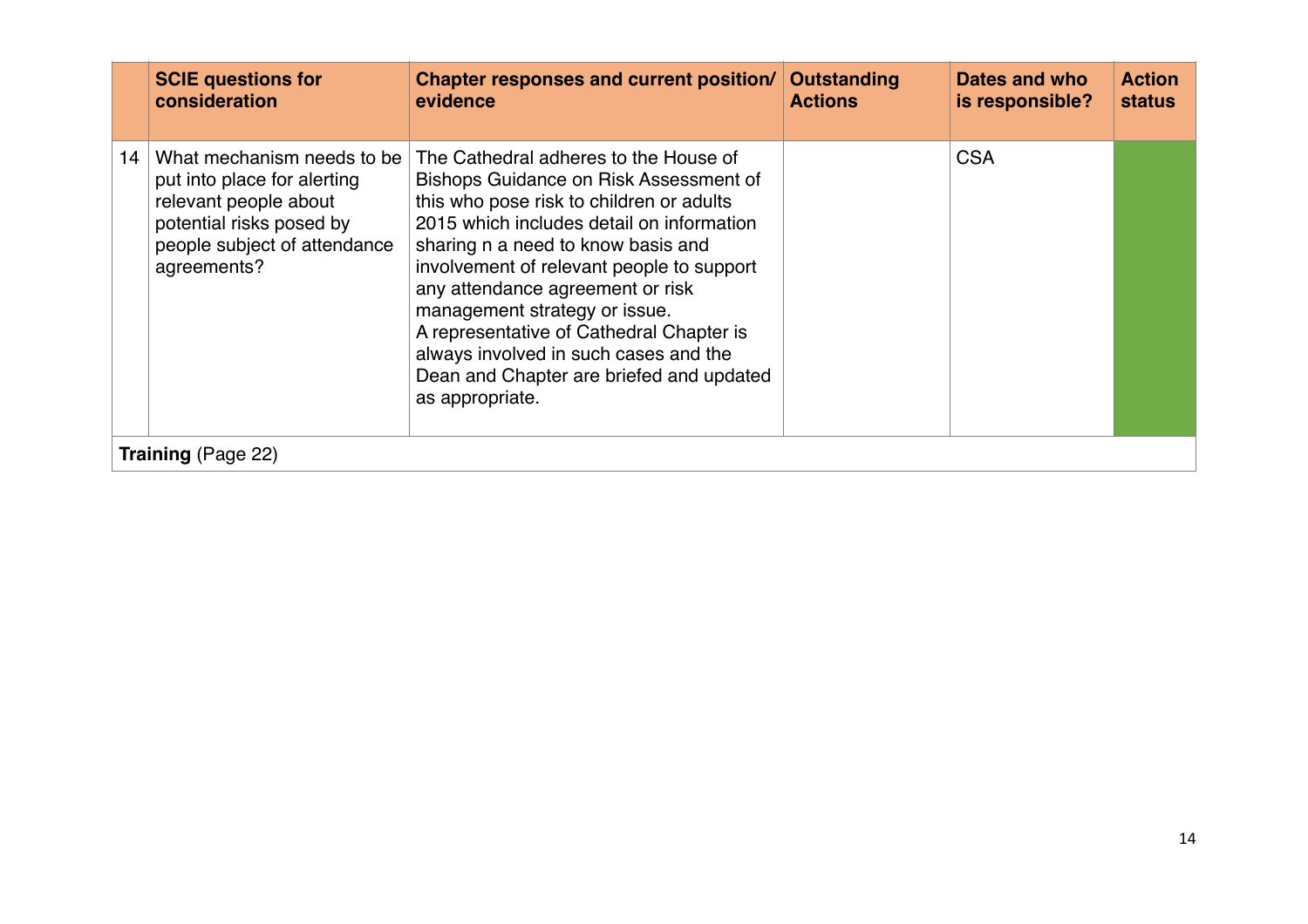| | SCIE questions for consideration | Chapter responses and current position/ evidence | Outstanding Actions | Dates and who is responsible? | Action status |
|---|---|---|---|---|---|
| 14 | What mechanism needs to be put into place for alerting relevant people about potential risks posed by people subject of attendance agreements? | The Cathedral adheres to the House of Bishops Guidance on Risk Assessment of this who pose risk to children or adults 2015 which includes detail on information sharing n a need to know basis and involvement of relevant people to support any attendance agreement or risk management strategy or issue.<br>A representative of Cathedral Chapter is always involved in such cases and the Dean and Chapter are briefed and updated as appropriate. | | CSA | |
| **Training** (Page 22) | | | | | |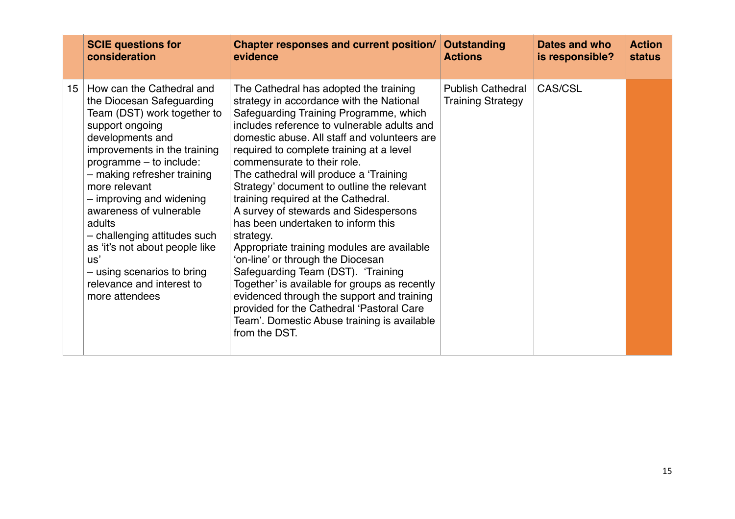| | SCIE questions for consideration | Chapter responses and current position/ evidence | Outstanding Actions | Dates and who is responsible? | Action status |
|---|---|---|---|---|---|
| 15 | How can the Cathedral and the Diocesan Safeguarding Team (DST) work together to support ongoing developments and improvements in the training programme – to include:<br>– making refresher training more relevant<br>– improving and widening awareness of vulnerable adults<br>– challenging attitudes such as 'it's not about people like us'<br>– using scenarios to bring relevance and interest to more attendees | The Cathedral has adopted the training strategy in accordance with the National Safeguarding Training Programme, which includes reference to vulnerable adults and domestic abuse. All staff and volunteers are required to complete training at a level commensurate to their role.<br>The cathedral will produce a 'Training Strategy' document to outline the relevant training required at the Cathedral.<br>A survey of stewards and Sidespersons has been undertaken to inform this strategy.<br>Appropriate training modules are available 'on-line' or through the Diocesan Safeguarding Team (DST). 'Training Together' is available for groups as recently evidenced through the support and training provided for the Cathedral 'Pastoral Care Team'. Domestic Abuse training is available from the DST. | Publish Cathedral Training Strategy | CAS/CSL | |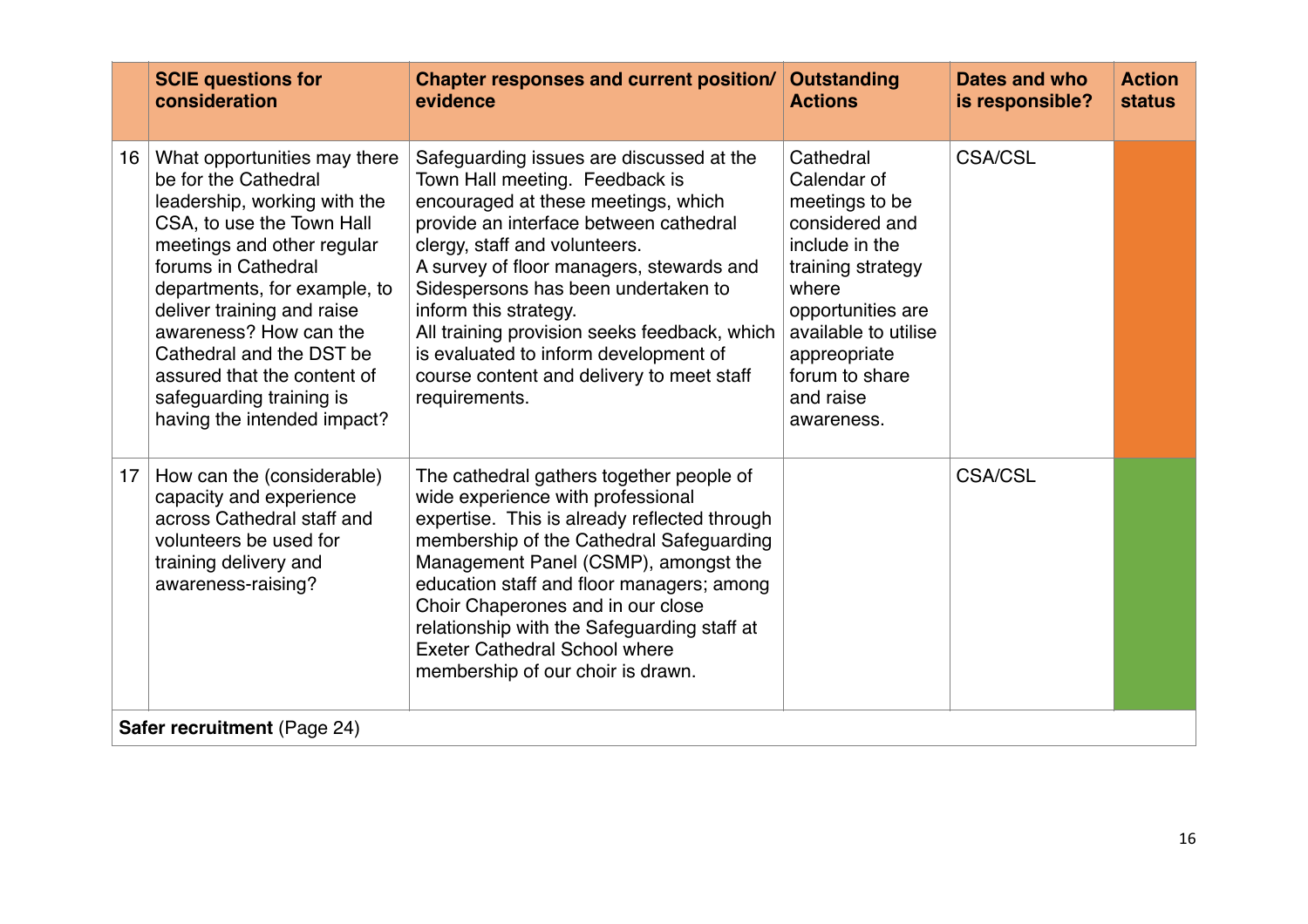| | SCIE questions for consideration | Chapter responses and current position/ evidence | Outstanding Actions | Dates and who is responsible? | Action status |
|---|---|---|---|---|---|
| 16 | What opportunities may there be for the Cathedral leadership, working with the CSA, to use the Town Hall meetings and other regular forums in Cathedral departments, for example, to deliver training and raise awareness? How can the Cathedral and the DST be assured that the content of safeguarding training is having the intended impact? | Safeguarding issues are discussed at the Town Hall meeting. Feedback is encouraged at these meetings, which provide an interface between cathedral clergy, staff and volunteers.<br>A survey of floor managers, stewards and Sidespersons has been undertaken to inform this strategy.<br>All training provision seeks feedback, which is evaluated to inform development of course content and delivery to meet staff requirements. | Cathedral Calendar of meetings to be considered and include in the training strategy where opportunities are available to utilise appreopriate forum to share and raise awareness. | CSA/CSL | |
| 17 | How can the (considerable) capacity and experience across Cathedral staff and volunteers be used for training delivery and awareness-raising? | The cathedral gathers together people of wide experience with professional expertise. This is already reflected through membership of the Cathedral Safeguarding Management Panel (CSMP), amongst the education staff and floor managers; among Choir Chaperones and in our close relationship with the Safeguarding staff at Exeter Cathedral School where membership of our choir is drawn. | | CSA/CSL | |
| **Safer recruitment** (Page 24) | | | | | |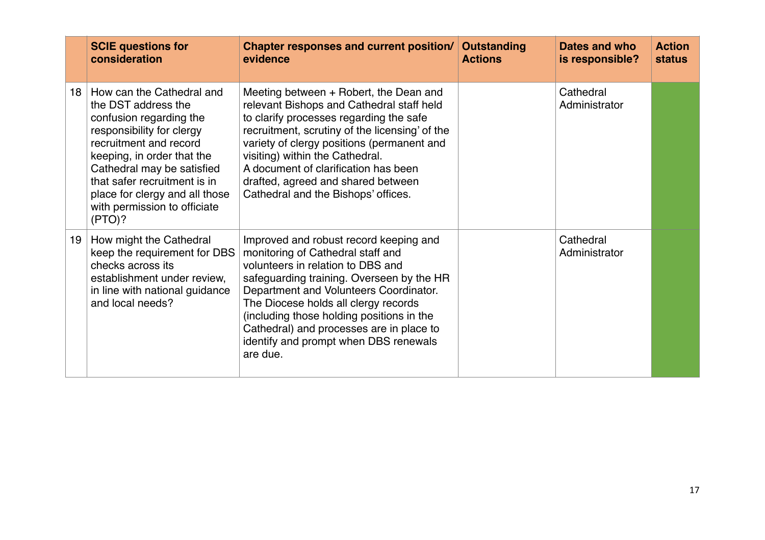| | SCIE questions for consideration | Chapter responses and current position/ evidence | Outstanding Actions | Dates and who is responsible? | Action status |
|---|---|---|---|---|---|
| 18 | How can the Cathedral and the DST address the confusion regarding the responsibility for clergy recruitment and record keeping, in order that the Cathedral may be satisfied that safer recruitment is in place for clergy and all those with permission to officiate (PTO)? | Meeting between + Robert, the Dean and relevant Bishops and Cathedral staff held to clarify processes regarding the safe recruitment, scrutiny of the licensing' of the variety of clergy positions (permanent and visiting) within the Cathedral. A document of clarification has been drafted, agreed and shared between Cathedral and the Bishops' offices. | | Cathedral Administrator | |
| 19 | How might the Cathedral keep the requirement for DBS checks across its establishment under review, in line with national guidance and local needs? | Improved and robust record keeping and monitoring of Cathedral staff and volunteers in relation to DBS and safeguarding training. Overseen by the HR Department and Volunteers Coordinator. The Diocese holds all clergy records (including those holding positions in the Cathedral) and processes are in place to identify and prompt when DBS renewals are due. | | Cathedral Administrator | |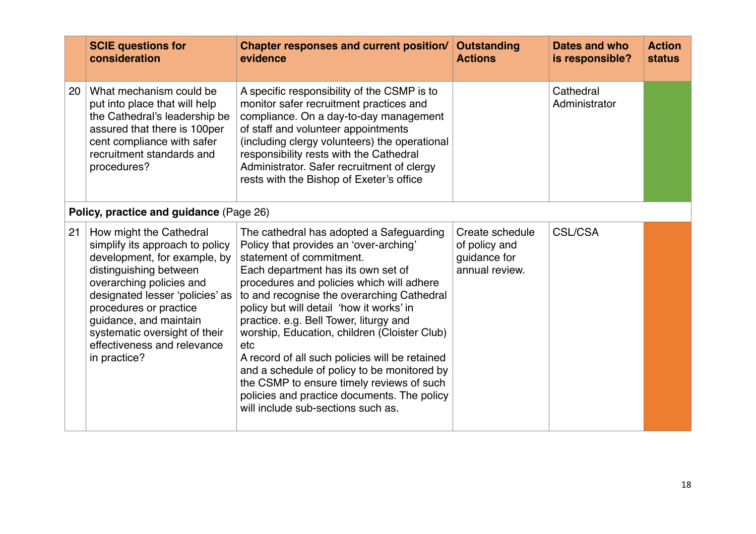| | SCIE questions for consideration | Chapter responses and current position/ evidence | Outstanding Actions | Dates and who is responsible? | Action status |
|---|---|---|---|---|---|
| 20 | What mechanism could be put into place that will help the Cathedral's leadership be assured that there is 100per cent compliance with safer recruitment standards and procedures? | A specific responsibility of the CSMP is to monitor safer recruitment practices and compliance. On a day-to-day management of staff and volunteer appointments (including clergy volunteers) the operational responsibility rests with the Cathedral Administrator. Safer recruitment of clergy rests with the Bishop of Exeter's office | | Cathedral Administrator | |
| **Policy, practice and guidance** (Page 26) | | | | | |
| 21 | How might the Cathedral simplify its approach to policy development, for example, by distinguishing between overarching policies and designated lesser 'policies' as procedures or practice guidance, and maintain systematic oversight of their effectiveness and relevance in practice? | The cathedral has adopted a Safeguarding Policy that provides an 'over-arching' statement of commitment.<br>Each department has its own set of procedures and policies which will adhere to and recognise the overarching Cathedral policy but will detail 'how it works' in practice. e.g. Bell Tower, liturgy and worship, Education, children (Cloister Club) etc<br>A record of all such policies will be retained and a schedule of policy to be monitored by the CSMP to ensure timely reviews of such policies and practice documents. The policy will include sub-sections such as. | Create schedule of policy and guidance for annual review. | CSL/CSA | |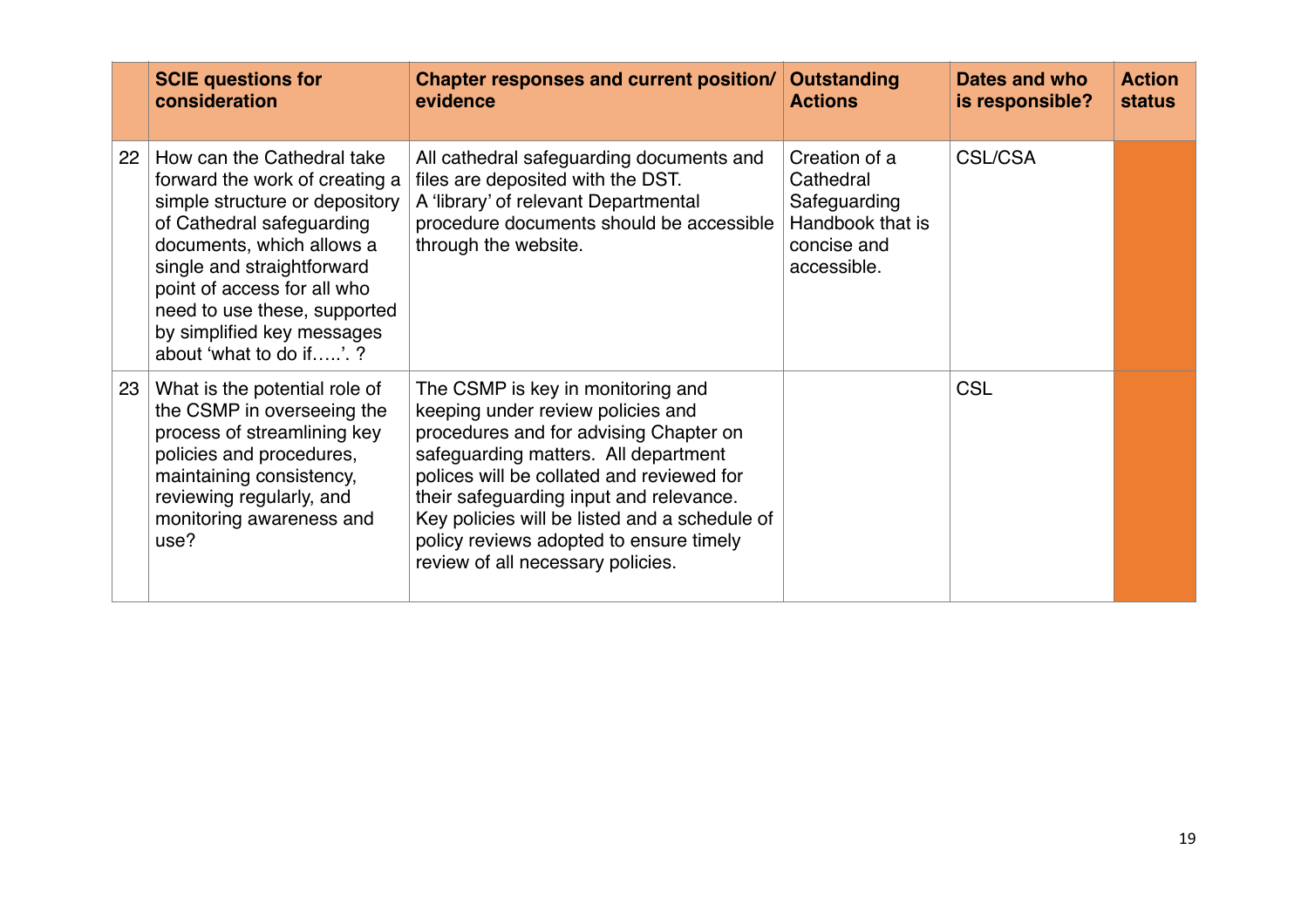| | SCIE questions for consideration | Chapter responses and current position/ evidence | Outstanding Actions | Dates and who is responsible? | Action status |
|---|---|---|---|---|---|
| 22 | How can the Cathedral take forward the work of creating a simple structure or depository of Cathedral safeguarding documents, which allows a single and straightforward point of access for all who need to use these, supported by simplified key messages about 'what to do if…..'. ? | All cathedral safeguarding documents and files are deposited with the DST. A 'library' of relevant Departmental procedure documents should be accessible through the website. | Creation of a Cathedral Safeguarding Handbook that is concise and accessible. | CSL/CSA | |
| 23 | What is the potential role of the CSMP in overseeing the process of streamlining key policies and procedures, maintaining consistency, reviewing regularly, and monitoring awareness and use? | The CSMP is key in monitoring and keeping under review policies and procedures and for advising Chapter on safeguarding matters. All department polices will be collated and reviewed for their safeguarding input and relevance. Key policies will be listed and a schedule of policy reviews adopted to ensure timely review of all necessary policies. | | CSL | |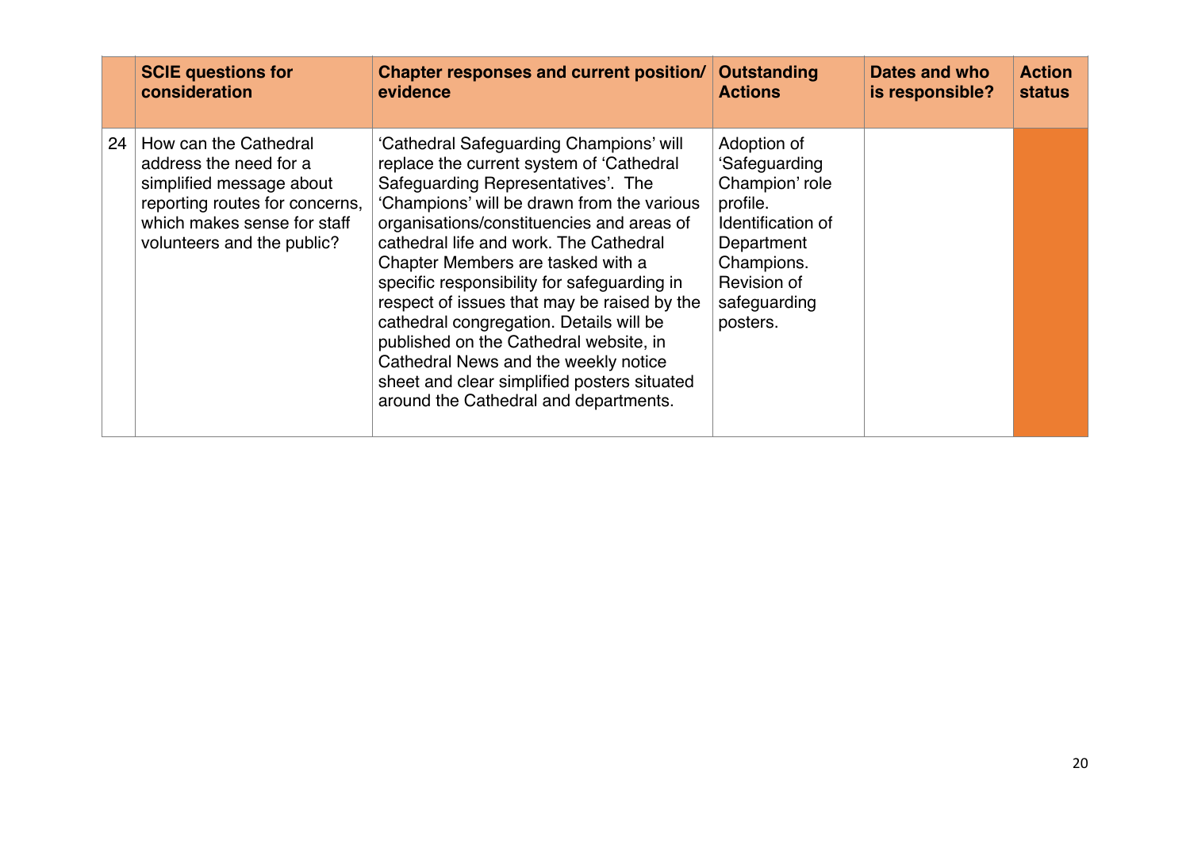| | SCIE questions for consideration | Chapter responses and current position/ evidence | Outstanding Actions | Dates and who is responsible? | Action status |
|---|---|---|---|---|---|
| 24 | How can the Cathedral address the need for a simplified message about reporting routes for concerns, which makes sense for staff volunteers and the public? | 'Cathedral Safeguarding Champions' will replace the current system of 'Cathedral Safeguarding Representatives'. The 'Champions' will be drawn from the various organisations/constituencies and areas of cathedral life and work. The Cathedral Chapter Members are tasked with a specific responsibility for safeguarding in respect of issues that may be raised by the cathedral congregation. Details will be published on the Cathedral website, in Cathedral News and the weekly notice sheet and clear simplified posters situated around the Cathedral and departments. | Adoption of 'Safeguarding Champion' role profile. Identification of Department Champions. Revision of safeguarding posters. | | |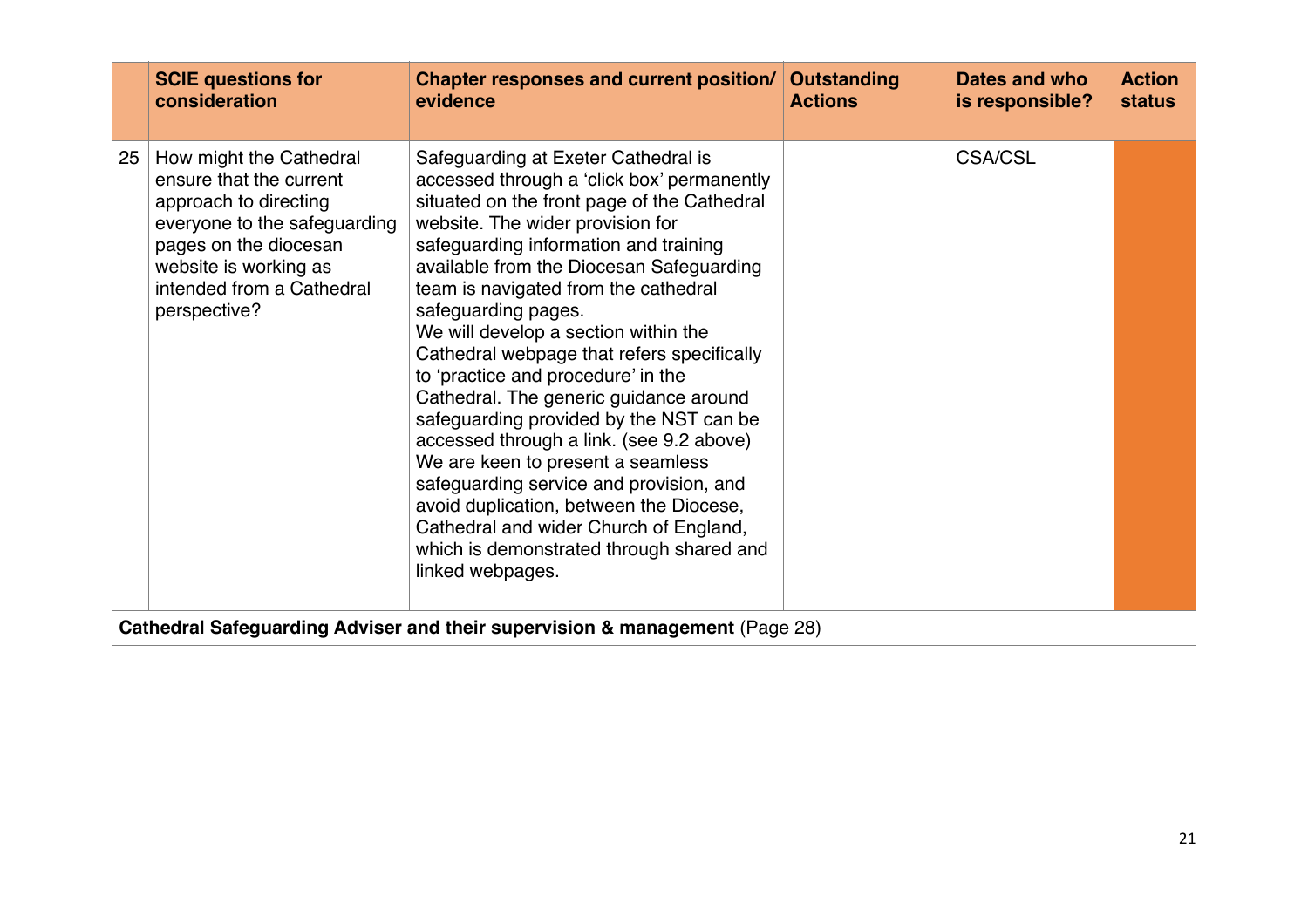| | SCIE questions for consideration | Chapter responses and current position/ evidence | Outstanding Actions | Dates and who is responsible? | Action status |
|---|---|---|---|---|---|
| 25 | How might the Cathedral ensure that the current approach to directing everyone to the safeguarding pages on the diocesan website is working as intended from a Cathedral perspective? | Safeguarding at Exeter Cathedral is accessed through a 'click box' permanently situated on the front page of the Cathedral website. The wider provision for safeguarding information and training available from the Diocesan Safeguarding team is navigated from the cathedral safeguarding pages.<br>We will develop a section within the Cathedral webpage that refers specifically to 'practice and procedure' in the Cathedral. The generic guidance around safeguarding provided by the NST can be accessed through a link. (see 9.2 above)<br>We are keen to present a seamless safeguarding service and provision, and avoid duplication, between the Diocese, Cathedral and wider Church of England, which is demonstrated through shared and linked webpages. | | CSA/CSL | |
| **Cathedral Safeguarding Adviser and their supervision & management** (Page 28) | | | | | |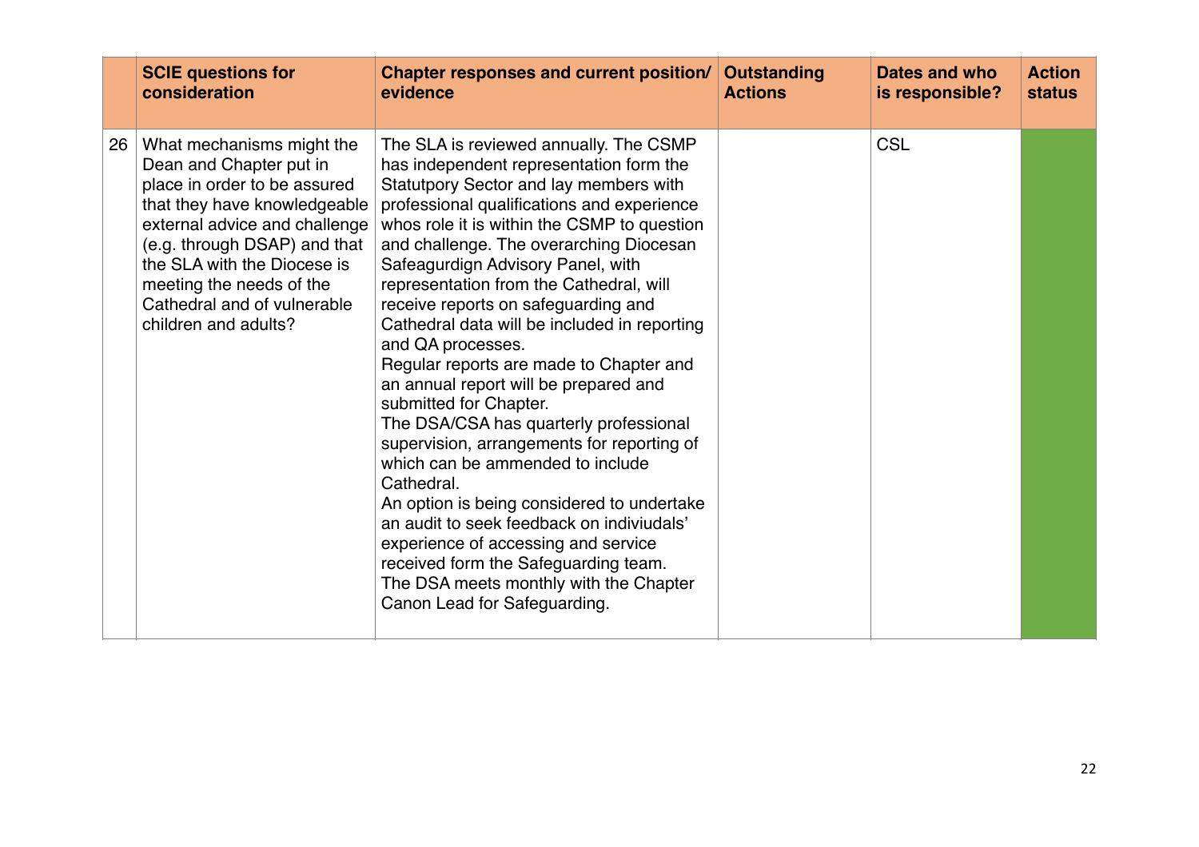| | SCIE questions for consideration | Chapter responses and current position/ evidence | Outstanding Actions | Dates and who is responsible? | Action status |
|---|---|---|---|---|---|
| 26 | What mechanisms might the Dean and Chapter put in place in order to be assured that they have knowledgeable external advice and challenge (e.g. through DSAP) and that the SLA with the Diocese is meeting the needs of the Cathedral and of vulnerable children and adults? | The SLA is reviewed annually. The CSMP has independent representation form the Statutpory Sector and lay members with professional qualifications and experience whos role it is within the CSMP to question and challenge. The overarching Diocesan Safeagurdign Advisory Panel, with representation from the Cathedral, will receive reports on safeguarding and Cathedral data will be included in reporting and QA processes.<br>Regular reports are made to Chapter and an annual report will be prepared and submitted for Chapter.<br>The DSA/CSA has quarterly professional supervision, arrangements for reporting of which can be ammended to include Cathedral.<br>An option is being considered to undertake an audit to seek feedback on indiviudals' experience of accessing and service received form the Safeguarding team.<br>The DSA meets monthly with the Chapter Canon Lead for Safeguarding. | | CSL | |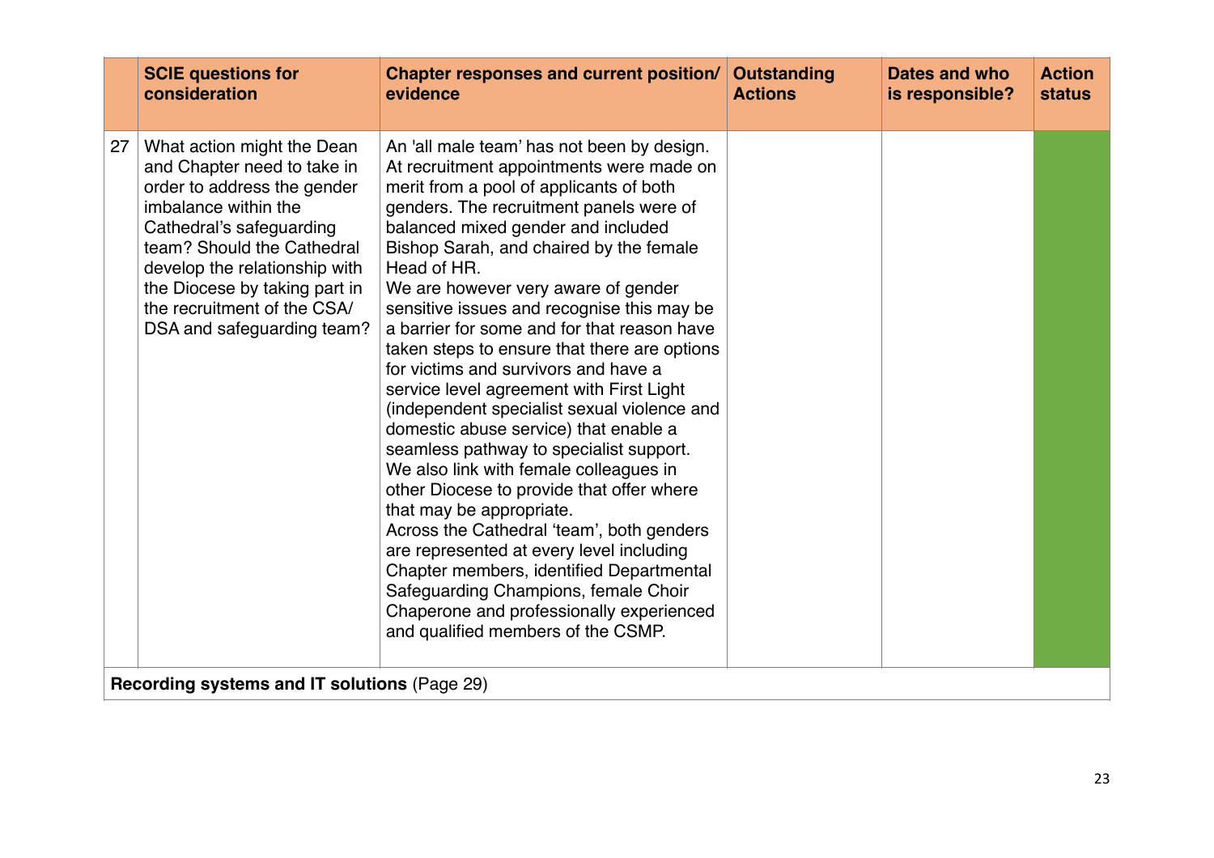| | SCIE questions for consideration | Chapter responses and current position/ evidence | Outstanding Actions | Dates and who is responsible? | Action status |
|---|---|---|---|---|---|
| 27 | What action might the Dean and Chapter need to take in order to address the gender imbalance within the Cathedral's safeguarding team? Should the Cathedral develop the relationship with the Diocese by taking part in the recruitment of the CSA/ DSA and safeguarding team? | An 'all male team' has not been by design. At recruitment appointments were made on merit from a pool of applicants of both genders. The recruitment panels were of balanced mixed gender and included Bishop Sarah, and chaired by the female Head of HR. We are however very aware of gender sensitive issues and recognise this may be a barrier for some and for that reason have taken steps to ensure that there are options for victims and survivors and have a service level agreement with First Light (independent specialist sexual violence and domestic abuse service) that enable a seamless pathway to specialist support. We also link with female colleagues in other Diocese to provide that offer where that may be appropriate. Across the Cathedral 'team', both genders are represented at every level including Chapter members, identified Departmental Safeguarding Champions, female Choir Chaperone and professionally experienced and qualified members of the CSMP. | | | |
| **Recording systems and IT solutions** (Page 29) | | | | | |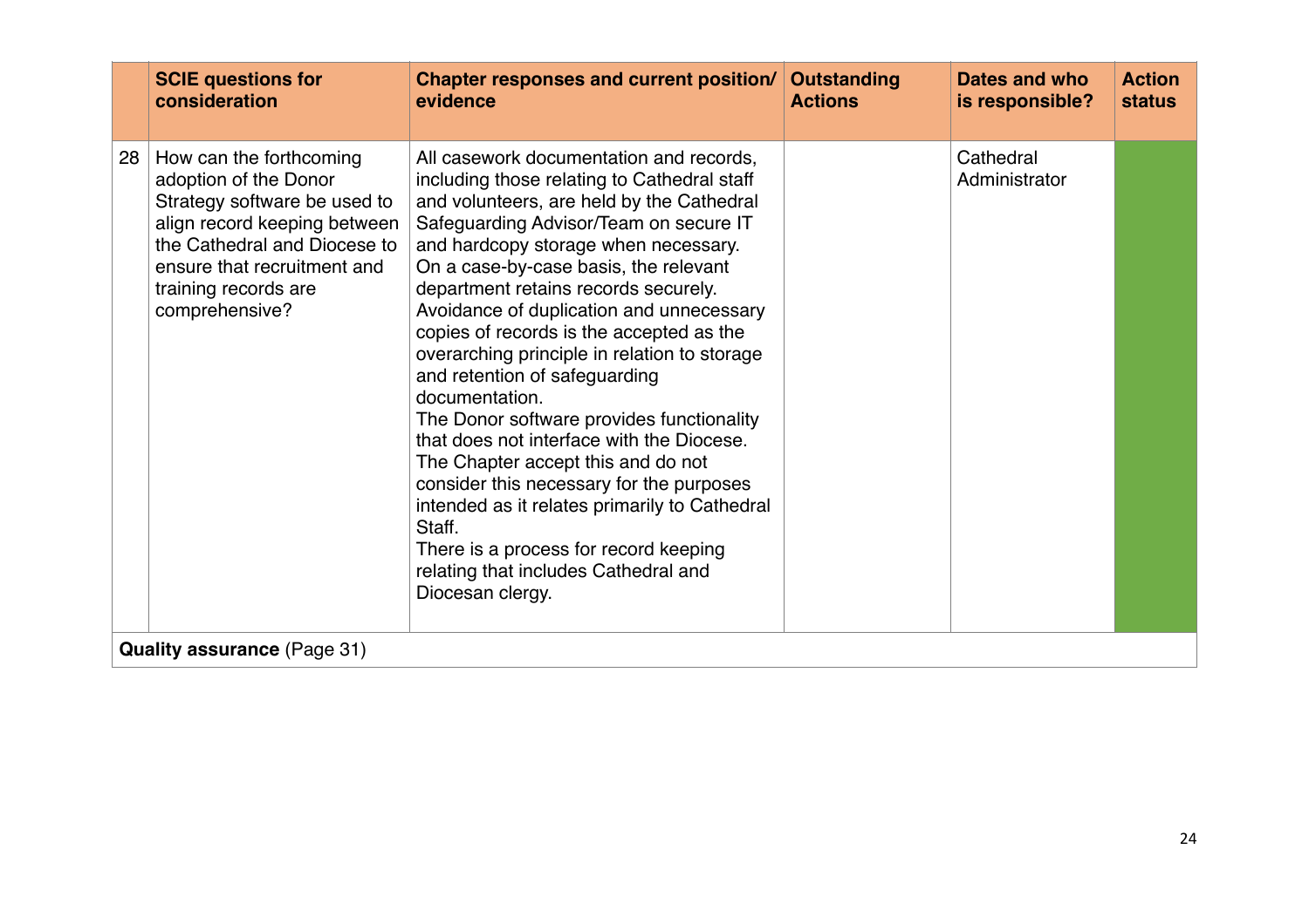| | SCIE questions for consideration | Chapter responses and current position/ evidence | Outstanding Actions | Dates and who is responsible? | Action status |
|---|---|---|---|---|---|
| 28 | How can the forthcoming adoption of the Donor Strategy software be used to align record keeping between the Cathedral and Diocese to ensure that recruitment and training records are comprehensive? | All casework documentation and records, including those relating to Cathedral staff and volunteers, are held by the Cathedral Safeguarding Advisor/Team on secure IT and hardcopy storage when necessary. On a case-by-case basis, the relevant department retains records securely. Avoidance of duplication and unnecessary copies of records is the accepted as the overarching principle in relation to storage and retention of safeguarding documentation. The Donor software provides functionality that does not interface with the Diocese. The Chapter accept this and do not consider this necessary for the purposes intended as it relates primarily to Cathedral Staff. There is a process for record keeping relating that includes Cathedral and Diocesan clergy. | | Cathedral Administrator | |
| **Quality assurance** (Page 31) | | | | | |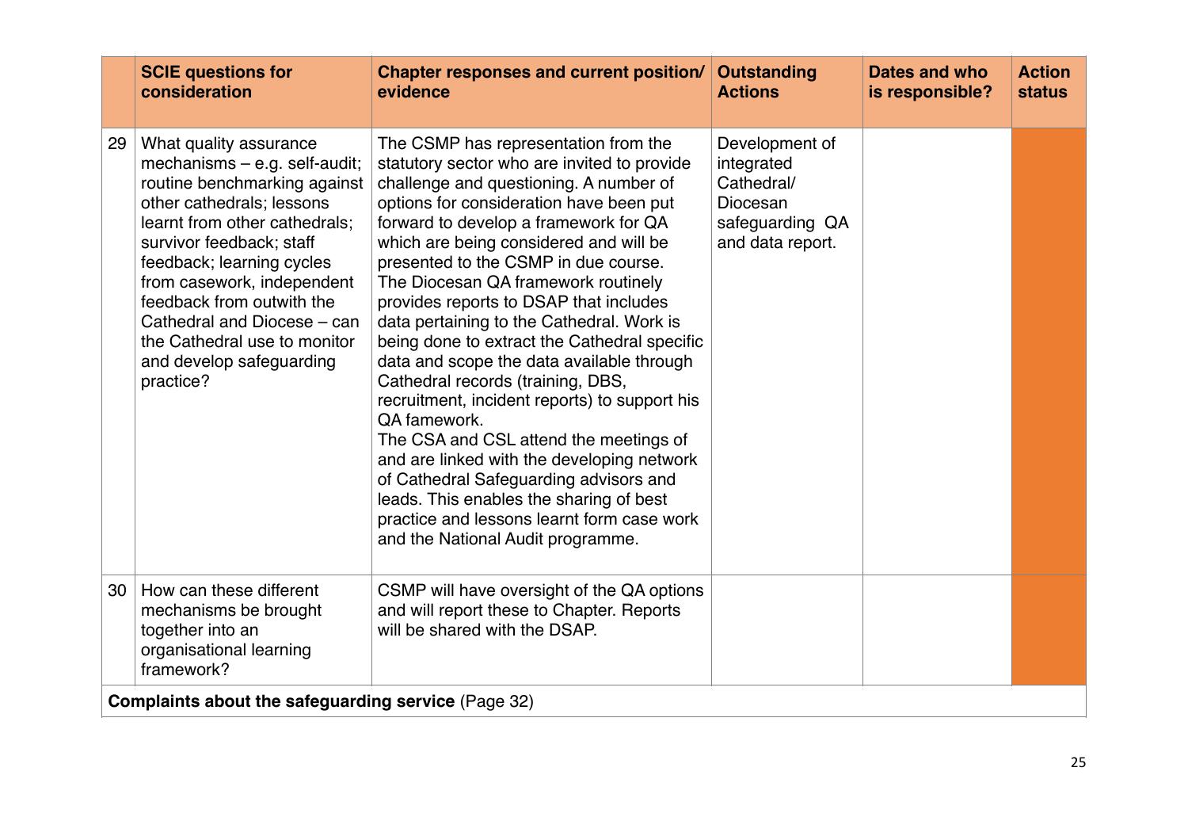|  | SCIE questions for consideration | Chapter responses and current position/ evidence | Outstanding Actions | Dates and who is responsible? | Action status |
|---|---|---|---|---|---|
| 29 | What quality assurance mechanisms – e.g. self-audit; routine benchmarking against other cathedrals; lessons learnt from other cathedrals; survivor feedback; staff feedback; learning cycles from casework, independent feedback from outwith the Cathedral and Diocese – can the Cathedral use to monitor and develop safeguarding practice? | The CSMP has representation from the statutory sector who are invited to provide challenge and questioning. A number of options for consideration have been put forward to develop a framework for QA which are being considered and will be presented to the CSMP in due course. The Diocesan QA framework routinely provides reports to DSAP that includes data pertaining to the Cathedral. Work is being done to extract the Cathedral specific data and scope the data available through Cathedral records (training, DBS, recruitment, incident reports) to support his QA famework. The CSA and CSL attend the meetings of and are linked with the developing network of Cathedral Safeguarding advisors and leads. This enables the sharing of best practice and lessons learnt form case work and the National Audit programme. | Development of integrated Cathedral/ Diocesan safeguarding QA and data report. |  |  |
| 30 | How can these different mechanisms be brought together into an organisational learning framework? | CSMP will have oversight of the QA options and will report these to Chapter. Reports will be shared with the DSAP. |  |  |  |
| **Complaints about the safeguarding service** (Page 32) | | | | | |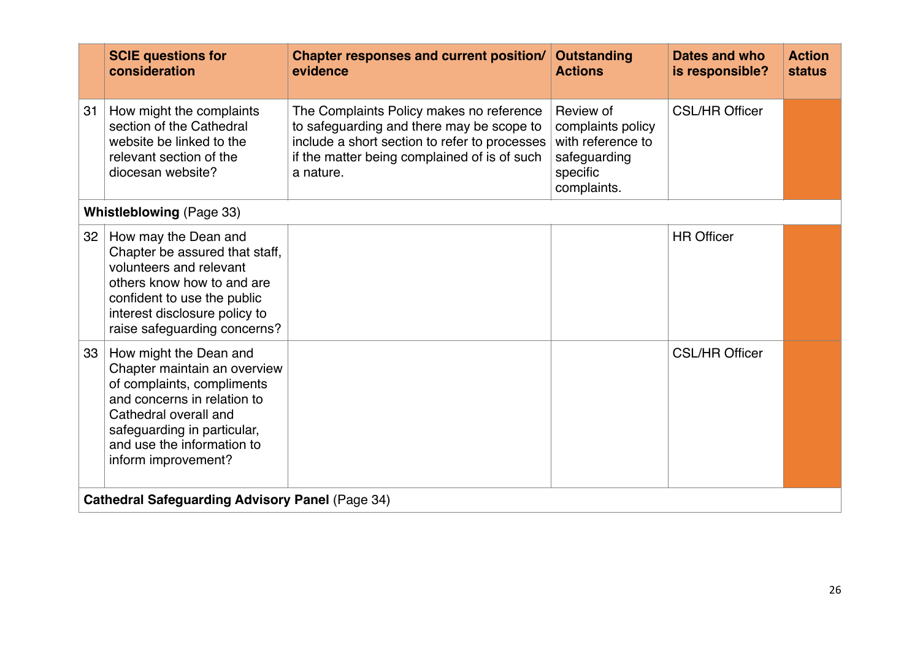|  | SCIE questions for consideration | Chapter responses and current position/ evidence | Outstanding Actions | Dates and who is responsible? | Action status |
|---|---|---|---|---|---|
| 31 | How might the complaints section of the Cathedral website be linked to the relevant section of the diocesan website? | The Complaints Policy makes no reference to safeguarding and there may be scope to include a short section to refer to processes if the matter being complained of is of such a nature. | Review of complaints policy with reference to safeguarding specific complaints. | CSL/HR Officer |  |
| **Whistleblowing** (Page 33) | | | | | |
| 32 | How may the Dean and Chapter be assured that staff, volunteers and relevant others know how to and are confident to use the public interest disclosure policy to raise safeguarding concerns? |  |  | HR Officer |  |
| 33 | How might the Dean and Chapter maintain an overview of complaints, compliments and concerns in relation to Cathedral overall and safeguarding in particular, and use the information to inform improvement? |  |  | CSL/HR Officer |  |
| **Cathedral Safeguarding Advisory Panel** (Page 34) | | | | | |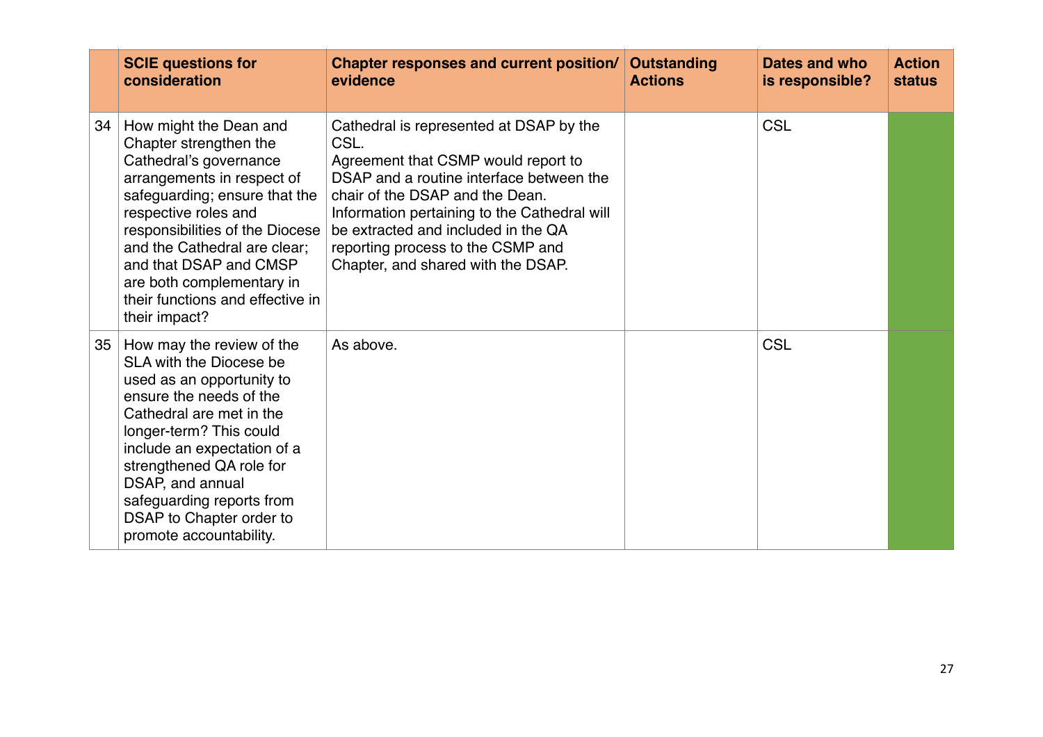|  | SCIE questions for consideration | Chapter responses and current position/ evidence | Outstanding Actions | Dates and who is responsible? | Action status |
|---|---|---|---|---|---|
| 34 | How might the Dean and Chapter strengthen the Cathedral's governance arrangements in respect of safeguarding; ensure that the respective roles and responsibilities of the Diocese and the Cathedral are clear; and that DSAP and CMSP are both complementary in their functions and effective in their impact? | Cathedral is represented at DSAP by the CSL.<br>Agreement that CSMP would report to DSAP and a routine interface between the chair of the DSAP and the Dean.<br>Information pertaining to the Cathedral will be extracted and included in the QA reporting process to the CSMP and Chapter, and shared with the DSAP. |  | CSL |  |
| 35 | How may the review of the SLA with the Diocese be used as an opportunity to ensure the needs of the Cathedral are met in the longer-term? This could include an expectation of a strengthened QA role for DSAP, and annual safeguarding reports from DSAP to Chapter order to promote accountability. | As above. |  | CSL |  |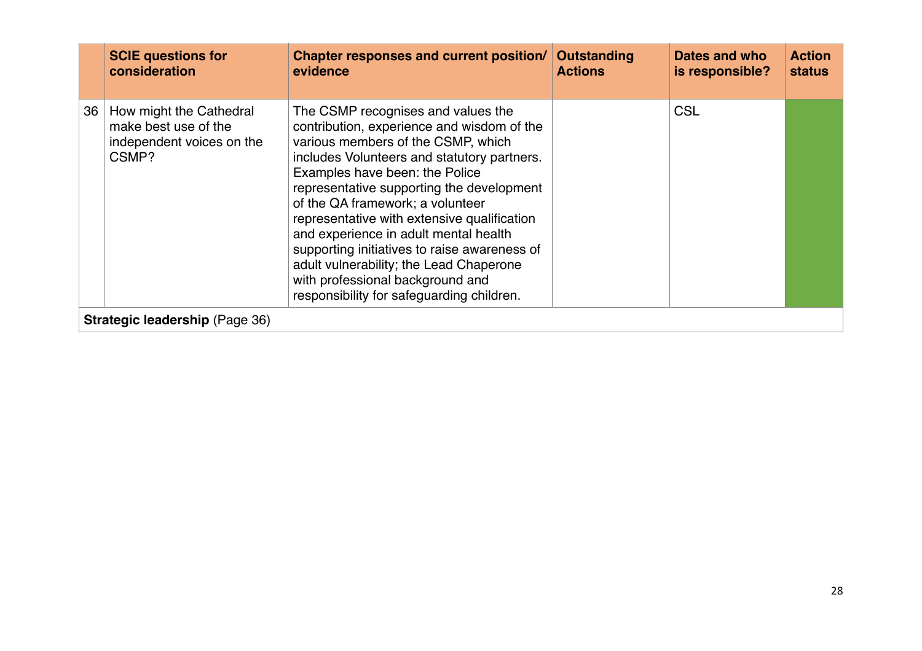|  | SCIE questions for consideration | Chapter responses and current position/ evidence | Outstanding Actions | Dates and who is responsible? | Action status |
|---|---|---|---|---|---|
| 36 | How might the Cathedral make best use of the independent voices on the CSMP? | The CSMP recognises and values the contribution, experience and wisdom of the various members of the CSMP, which includes Volunteers and statutory partners. Examples have been: the Police representative supporting the development of the QA framework; a volunteer representative with extensive qualification and experience in adult mental health supporting initiatives to raise awareness of adult vulnerability; the Lead Chaperone with professional background and responsibility for safeguarding children. |  | CSL |  |
| **Strategic leadership** (Page 36) |  |  |  |  |  |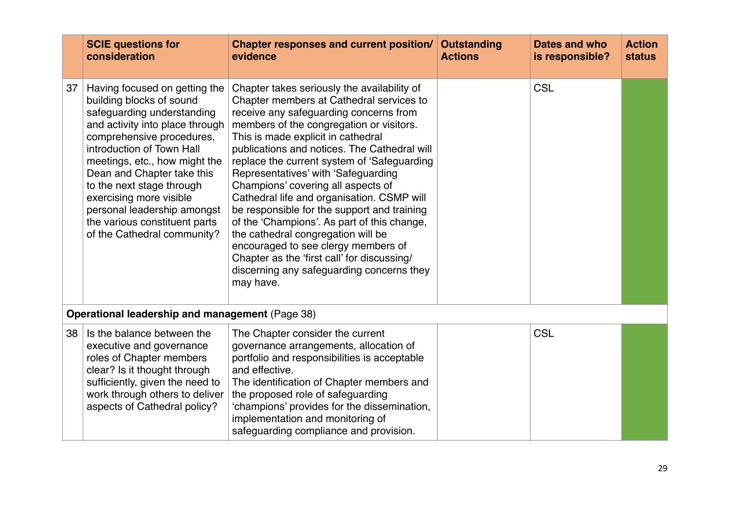| | SCIE questions for consideration | Chapter responses and current position/ evidence | Outstanding Actions | Dates and who is responsible? | Action status |
|---|---|---|---|---|---|
| 37 | Having focused on getting the building blocks of sound safeguarding understanding and activity into place through comprehensive procedures, introduction of Town Hall meetings, etc., how might the Dean and Chapter take this to the next stage through exercising more visible personal leadership amongst the various constituent parts of the Cathedral community? | Chapter takes seriously the availability of Chapter members at Cathedral services to receive any safeguarding concerns from members of the congregation or visitors. This is made explicit in cathedral publications and notices. The Cathedral will replace the current system of 'Safeguarding Representatives' with 'Safeguarding Champions' covering all aspects of Cathedral life and organisation. CSMP will be responsible for the support and training of the 'Champions'. As part of this change, the cathedral congregation will be encouraged to see clergy members of Chapter as the 'first call' for discussing/ discerning any safeguarding concerns they may have. | | CSL | |
| **Operational leadership and management** (Page 38) | | | | | |
| 38 | Is the balance between the executive and governance roles of Chapter members clear? Is it thought through sufficiently, given the need to work through others to deliver aspects of Cathedral policy? | The Chapter consider the current governance arrangements, allocation of portfolio and responsibilities is acceptable and effective.<br>The identification of Chapter members and the proposed role of safeguarding 'champions' provides for the dissemination, implementation and monitoring of safeguarding compliance and provision. | | CSL | |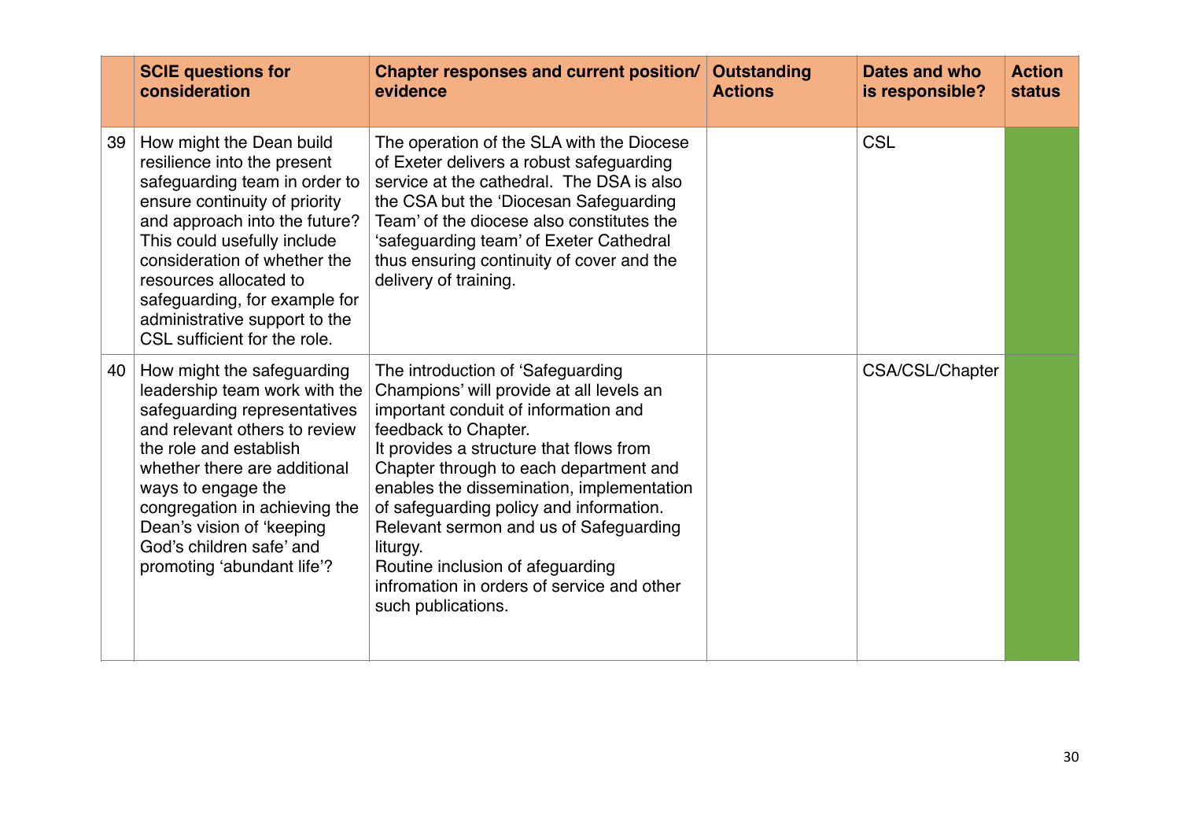| | SCIE questions for consideration | Chapter responses and current position/ evidence | Outstanding Actions | Dates and who is responsible? | Action status |
|---|---|---|---|---|---|
| 39 | How might the Dean build resilience into the present safeguarding team in order to ensure continuity of priority and approach into the future? This could usefully include consideration of whether the resources allocated to safeguarding, for example for administrative support to the CSL sufficient for the role. | The operation of the SLA with the Diocese of Exeter delivers a robust safeguarding service at the cathedral. The DSA is also the CSA but the 'Diocesan Safeguarding Team' of the diocese also constitutes the 'safeguarding team' of Exeter Cathedral thus ensuring continuity of cover and the delivery of training. | | CSL | |
| 40 | How might the safeguarding leadership team work with the safeguarding representatives and relevant others to review the role and establish whether there are additional ways to engage the congregation in achieving the Dean's vision of 'keeping God's children safe' and promoting 'abundant life'? | The introduction of 'Safeguarding Champions' will provide at all levels an important conduit of information and feedback to Chapter.<br>It provides a structure that flows from Chapter through to each department and enables the dissemination, implementation of safeguarding policy and information.<br>Relevant sermon and us of Safeguarding liturgy.<br>Routine inclusion of afeguarding infromation in orders of service and other such publications. | | CSA/CSL/Chapter | |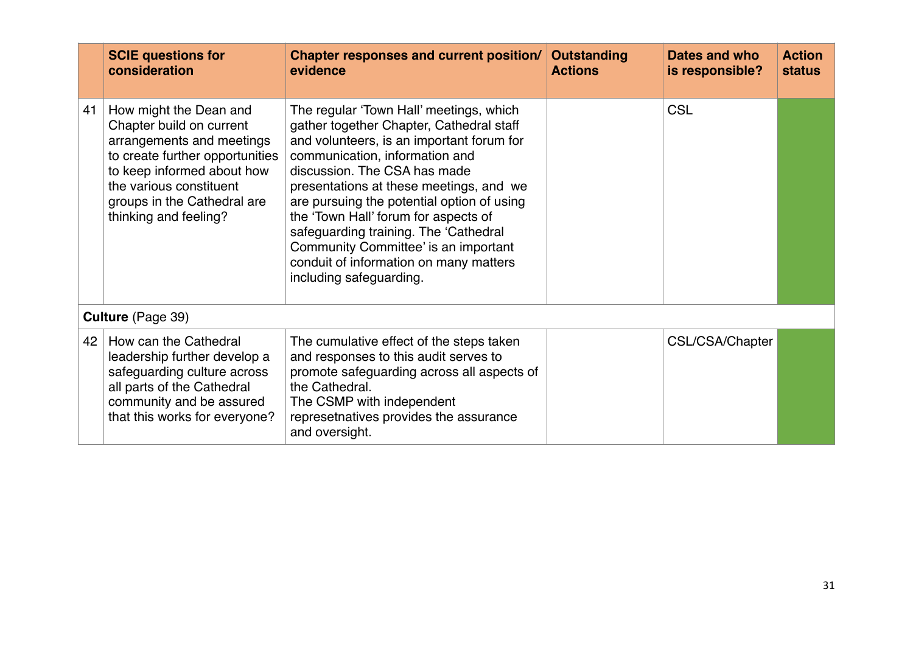| | SCIE questions for consideration | Chapter responses and current position/ evidence | Outstanding Actions | Dates and who is responsible? | Action status |
|---|---|---|---|---|---|
| 41 | How might the Dean and Chapter build on current arrangements and meetings to create further opportunities to keep informed about how the various constituent groups in the Cathedral are thinking and feeling? | The regular 'Town Hall' meetings, which gather together Chapter, Cathedral staff and volunteers, is an important forum for communication, information and discussion. The CSA has made presentations at these meetings, and we are pursuing the potential option of using the 'Town Hall' forum for aspects of safeguarding training. The 'Cathedral Community Committee' is an important conduit of information on many matters including safeguarding. | | CSL | |
| **Culture** (Page 39) | | | | | |
| 42 | How can the Cathedral leadership further develop a safeguarding culture across all parts of the Cathedral community and be assured that this works for everyone? | The cumulative effect of the steps taken and responses to this audit serves to promote safeguarding across all aspects of the Cathedral.<br>The CSMP with independent represetnatives provides the assurance and oversight. | | CSL/CSA/Chapter | |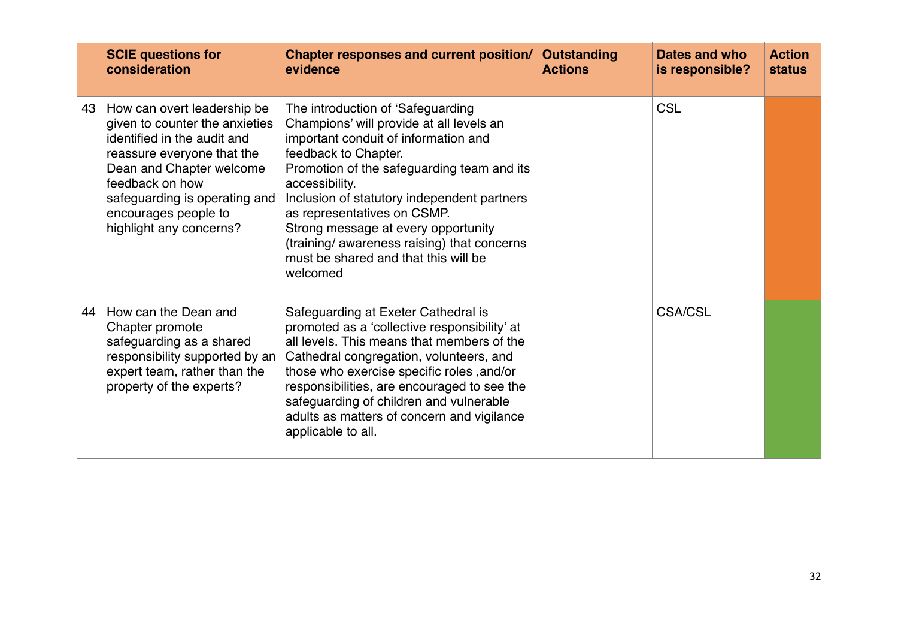|  | SCIE questions for consideration | Chapter responses and current position/ evidence | Outstanding Actions | Dates and who is responsible? | Action status |
|---|---|---|---|---|---|
| 43 | How can overt leadership be given to counter the anxieties identified in the audit and reassure everyone that the Dean and Chapter welcome feedback on how safeguarding is operating and encourages people to highlight any concerns? | The introduction of 'Safeguarding Champions' will provide at all levels an important conduit of information and feedback to Chapter.<br>Promotion of the safeguarding team and its accessibility.<br>Inclusion of statutory independent partners as representatives on CSMP.<br>Strong message at every opportunity (training/ awareness raising) that concerns must be shared and that this will be welcomed |  | CSL |  |
| 44 | How can the Dean and Chapter promote safeguarding as a shared responsibility supported by an expert team, rather than the property of the experts? | Safeguarding at Exeter Cathedral is promoted as a 'collective responsibility' at all levels. This means that members of the Cathedral congregation, volunteers, and those who exercise specific roles ,and/or responsibilities, are encouraged to see the safeguarding of children and vulnerable adults as matters of concern and vigilance applicable to all. |  | CSA/CSL |  |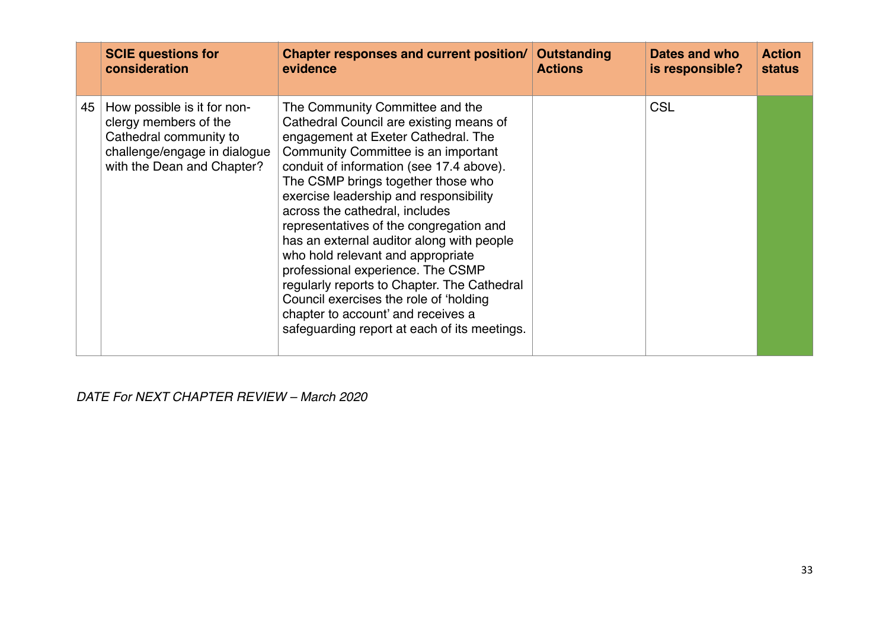| | SCIE questions for consideration | Chapter responses and current position/ evidence | Outstanding Actions | Dates and who is responsible? | Action status |
|---|---|---|---|---|---|
| 45 | How possible is it for non-clergy members of the Cathedral community to challenge/engage in dialogue with the Dean and Chapter? | The Community Committee and the Cathedral Council are existing means of engagement at Exeter Cathedral. The Community Committee is an important conduit of information (see 17.4 above). The CSMP brings together those who exercise leadership and responsibility across the cathedral, includes representatives of the congregation and has an external auditor along with people who hold relevant and appropriate professional experience. The CSMP regularly reports to Chapter. The Cathedral Council exercises the role of 'holding chapter to account' and receives a safeguarding report at each of its meetings. | | CSL | |

*DATE For NEXT CHAPTER REVIEW – March 2020*